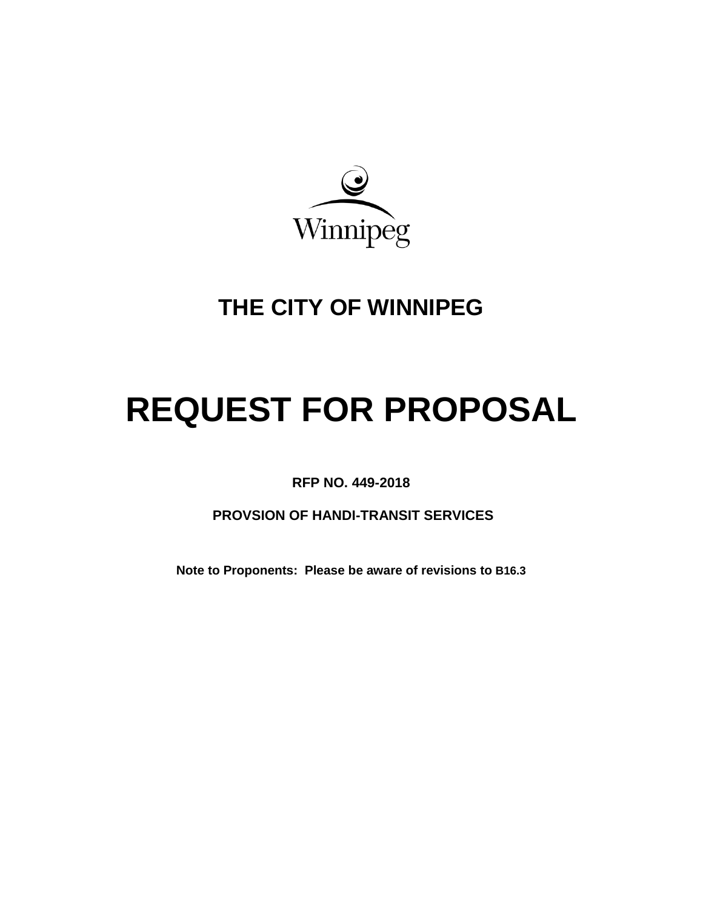Winnipeg

# THE CITY OF WINNIPEG

# REQUEST FOR PROPOSAL

**RFP NO. 449-2018**

**PROVSION OF HANDI-TRANSIT SERVICES**

**Note to Proponents: Please be aware of revisions to B16.3**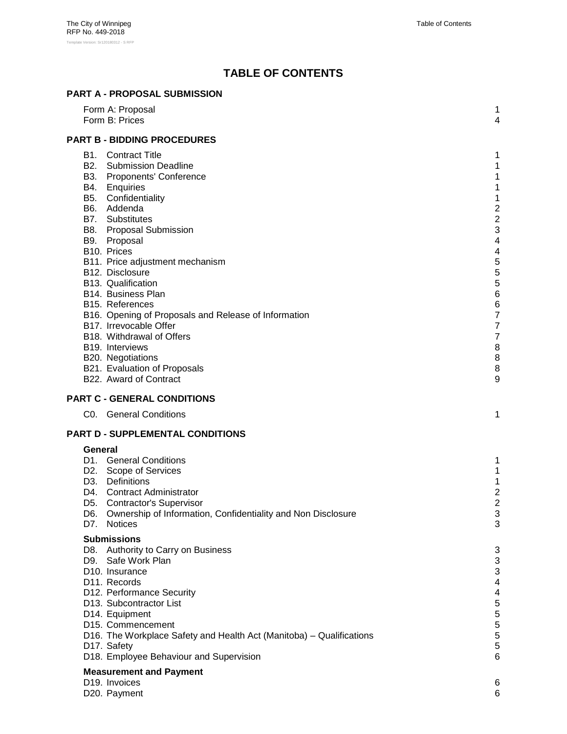# TABLE OF CONTENTS

## PART A - PROPOSAL SUBMISSION

| | |
|---|---|
| Form A: Proposal | 1 |
| Form B: Prices | 4 |

## PART B - BIDDING PROCEDURES

| | |
|---|---|
| B1. Contract Title | 1 |
| B2. Submission Deadline | 1 |
| B3. Proponents' Conference | 1 |
| B4. Enquiries | 1 |
| B5. Confidentiality | 1 |
| B6. Addenda | 2 |
| B7. Substitutes | 2 |
| B8. Proposal Submission | 3 |
| B9. Proposal | 4 |
| B10. Prices | 4 |
| B11. Price adjustment mechanism | 5 |
| B12. Disclosure | 5 |
| B13. Qualification | 5 |
| B14. Business Plan | 6 |
| B15. References | 6 |
| B16. Opening of Proposals and Release of Information | 7 |
| B17. Irrevocable Offer | 7 |
| B18. Withdrawal of Offers | 7 |
| B19. Interviews | 8 |
| B20. Negotiations | 8 |
| B21. Evaluation of Proposals | 8 |
| B22. Award of Contract | 9 |

## PART C - GENERAL CONDITIONS

| | |
|---|---|
| C0. General Conditions | 1 |

## PART D - SUPPLEMENTAL CONDITIONS

### General

| | |
|---|---|
| D1. General Conditions | 1 |
| D2. Scope of Services | 1 |
| D3. Definitions | 1 |
| D4. Contract Administrator | 2 |
| D5. Contractor's Supervisor | 2 |
| D6. Ownership of Information, Confidentiality and Non Disclosure | 3 |
| D7. Notices | 3 |

### Submissions

| | |
|---|---|
| D8. Authority to Carry on Business | 3 |
| D9. Safe Work Plan | 3 |
| D10. Insurance | 3 |
| D11. Records | 4 |
| D12. Performance Security | 4 |
| D13. Subcontractor List | 5 |
| D14. Equipment | 5 |
| D15. Commencement | 5 |
| D16. The Workplace Safety and Health Act (Manitoba) – Qualifications | 5 |
| D17. Safety | 5 |
| D18. Employee Behaviour and Supervision | 6 |

### Measurement and Payment

| | |
|---|---|
| D19. Invoices | 6 |
| D20. Payment | 6 |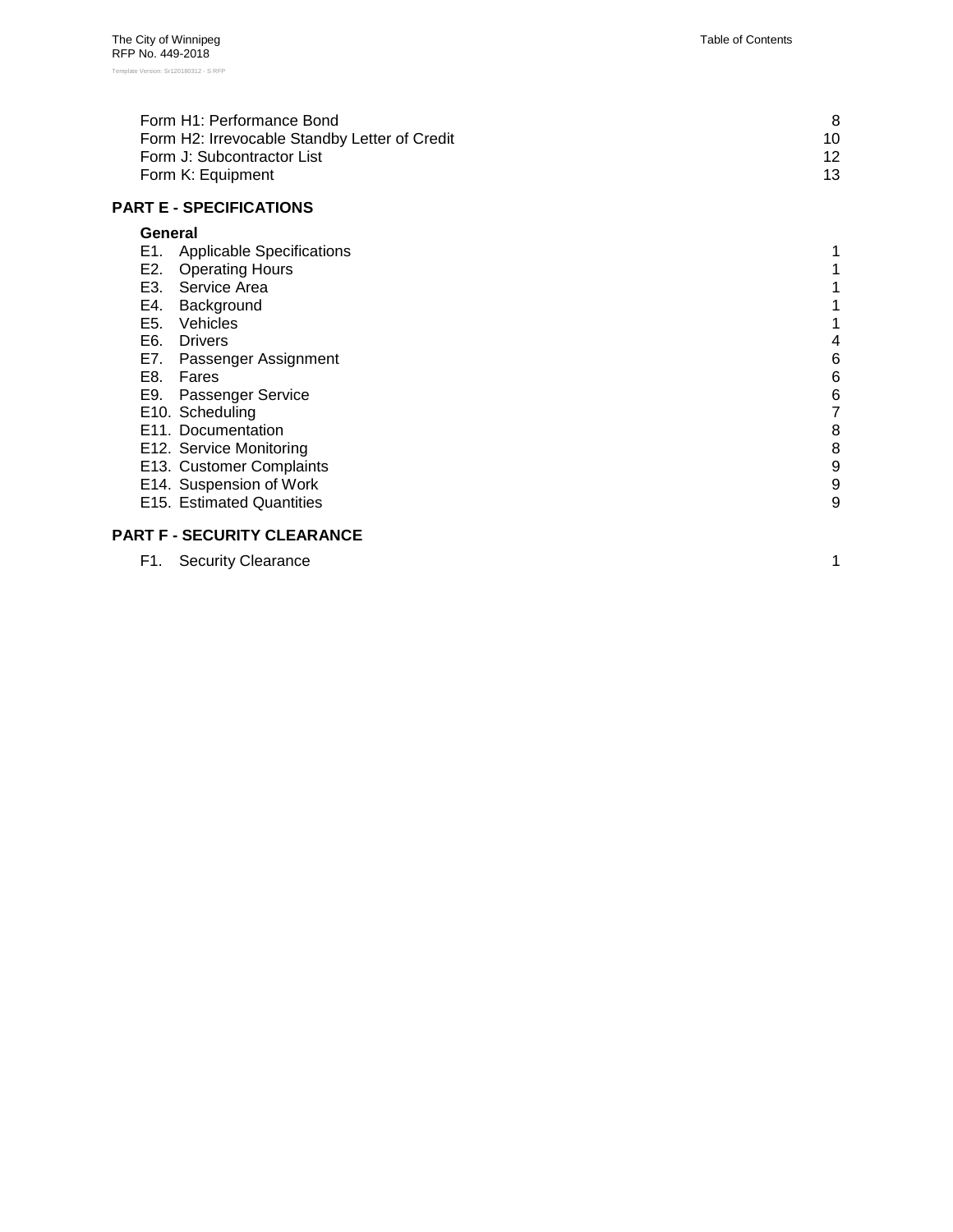| | |
|---|---|
| Form H1: Performance Bond | 8 |
| Form H2: Irrevocable Standby Letter of Credit | 10 |
| Form J: Subcontractor List | 12 |
| Form K: Equipment | 13 |

## PART E - SPECIFICATIONS

### General

| | |
|---|---|
| E1. Applicable Specifications | 1 |
| E2. Operating Hours | 1 |
| E3. Service Area | 1 |
| E4. Background | 1 |
| E5. Vehicles | 1 |
| E6. Drivers | 4 |
| E7. Passenger Assignment | 6 |
| E8. Fares | 6 |
| E9. Passenger Service | 6 |
| E10. Scheduling | 7 |
| E11. Documentation | 8 |
| E12. Service Monitoring | 8 |
| E13. Customer Complaints | 9 |
| E14. Suspension of Work | 9 |
| E15. Estimated Quantities | 9 |

## PART F - SECURITY CLEARANCE

| | |
|---|---|
| F1. Security Clearance | 1 |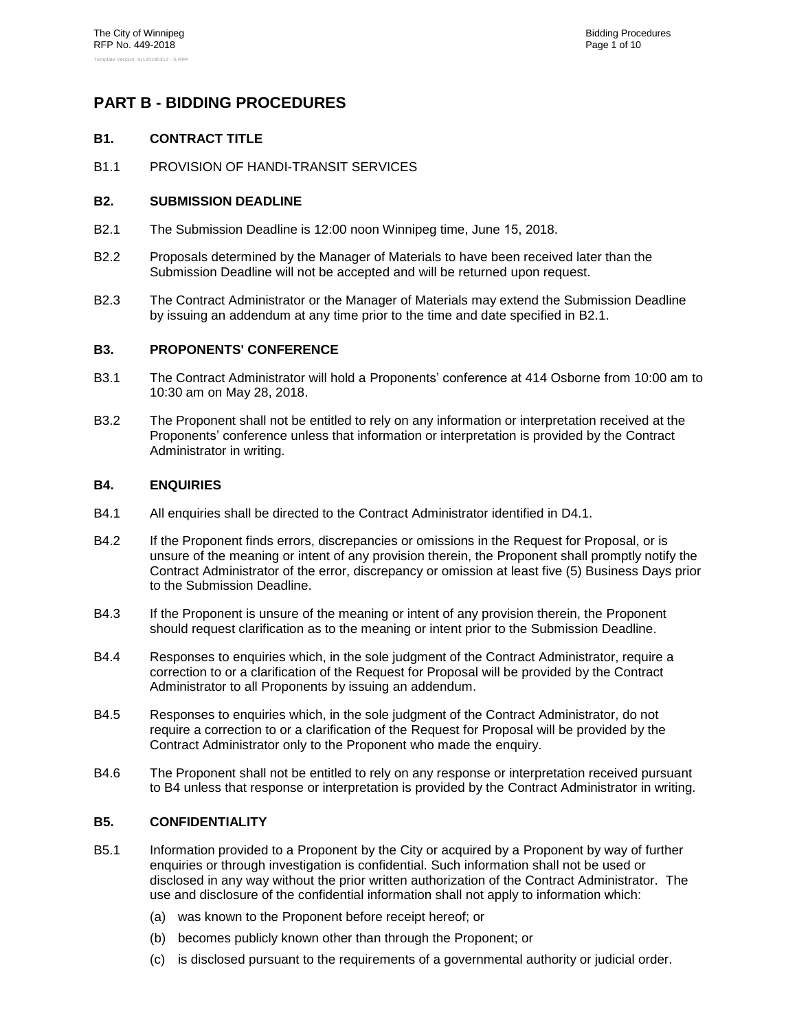# PART B - BIDDING PROCEDURES

## B1. CONTRACT TITLE

B1.1 PROVISION OF HANDI-TRANSIT SERVICES

## B2. SUBMISSION DEADLINE

B2.1 The Submission Deadline is 12:00 noon Winnipeg time, June 15, 2018.

B2.2 Proposals determined by the Manager of Materials to have been received later than the Submission Deadline will not be accepted and will be returned upon request.

B2.3 The Contract Administrator or the Manager of Materials may extend the Submission Deadline by issuing an addendum at any time prior to the time and date specified in B2.1.

## B3. PROPONENTS' CONFERENCE

B3.1 The Contract Administrator will hold a Proponents' conference at 414 Osborne from 10:00 am to 10:30 am on May 28, 2018.

B3.2 The Proponent shall not be entitled to rely on any information or interpretation received at the Proponents' conference unless that information or interpretation is provided by the Contract Administrator in writing.

## B4. ENQUIRIES

B4.1 All enquiries shall be directed to the Contract Administrator identified in D4.1.

B4.2 If the Proponent finds errors, discrepancies or omissions in the Request for Proposal, or is unsure of the meaning or intent of any provision therein, the Proponent shall promptly notify the Contract Administrator of the error, discrepancy or omission at least five (5) Business Days prior to the Submission Deadline.

B4.3 If the Proponent is unsure of the meaning or intent of any provision therein, the Proponent should request clarification as to the meaning or intent prior to the Submission Deadline.

B4.4 Responses to enquiries which, in the sole judgment of the Contract Administrator, require a correction to or a clarification of the Request for Proposal will be provided by the Contract Administrator to all Proponents by issuing an addendum.

B4.5 Responses to enquiries which, in the sole judgment of the Contract Administrator, do not require a correction to or a clarification of the Request for Proposal will be provided by the Contract Administrator only to the Proponent who made the enquiry.

B4.6 The Proponent shall not be entitled to rely on any response or interpretation received pursuant to B4 unless that response or interpretation is provided by the Contract Administrator in writing.

## B5. CONFIDENTIALITY

B5.1 Information provided to a Proponent by the City or acquired by a Proponent by way of further enquiries or through investigation is confidential. Such information shall not be used or disclosed in any way without the prior written authorization of the Contract Administrator. The use and disclosure of the confidential information shall not apply to information which:

(a) was known to the Proponent before receipt hereof; or

(b) becomes publicly known other than through the Proponent; or

(c) is disclosed pursuant to the requirements of a governmental authority or judicial order.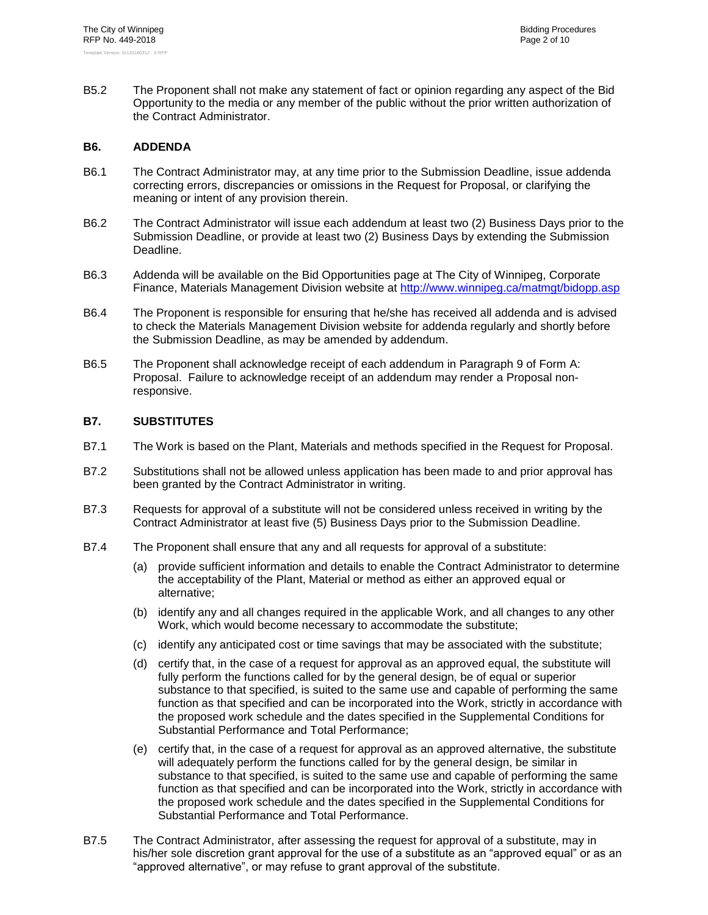B5.2 The Proponent shall not make any statement of fact or opinion regarding any aspect of the Bid Opportunity to the media or any member of the public without the prior written authorization of the Contract Administrator.

## B6. ADDENDA

B6.1 The Contract Administrator may, at any time prior to the Submission Deadline, issue addenda correcting errors, discrepancies or omissions in the Request for Proposal, or clarifying the meaning or intent of any provision therein.

B6.2 The Contract Administrator will issue each addendum at least two (2) Business Days prior to the Submission Deadline, or provide at least two (2) Business Days by extending the Submission Deadline.

B6.3 Addenda will be available on the Bid Opportunities page at The City of Winnipeg, Corporate Finance, Materials Management Division website at http://www.winnipeg.ca/matmgt/bidopp.asp

B6.4 The Proponent is responsible for ensuring that he/she has received all addenda and is advised to check the Materials Management Division website for addenda regularly and shortly before the Submission Deadline, as may be amended by addendum.

B6.5 The Proponent shall acknowledge receipt of each addendum in Paragraph 9 of Form A: Proposal. Failure to acknowledge receipt of an addendum may render a Proposal non-responsive.

## B7. SUBSTITUTES

B7.1 The Work is based on the Plant, Materials and methods specified in the Request for Proposal.

B7.2 Substitutions shall not be allowed unless application has been made to and prior approval has been granted by the Contract Administrator in writing.

B7.3 Requests for approval of a substitute will not be considered unless received in writing by the Contract Administrator at least five (5) Business Days prior to the Submission Deadline.

B7.4 The Proponent shall ensure that any and all requests for approval of a substitute:

(a) provide sufficient information and details to enable the Contract Administrator to determine the acceptability of the Plant, Material or method as either an approved equal or alternative;

(b) identify any and all changes required in the applicable Work, and all changes to any other Work, which would become necessary to accommodate the substitute;

(c) identify any anticipated cost or time savings that may be associated with the substitute;

(d) certify that, in the case of a request for approval as an approved equal, the substitute will fully perform the functions called for by the general design, be of equal or superior substance to that specified, is suited to the same use and capable of performing the same function as that specified and can be incorporated into the Work, strictly in accordance with the proposed work schedule and the dates specified in the Supplemental Conditions for Substantial Performance and Total Performance;

(e) certify that, in the case of a request for approval as an approved alternative, the substitute will adequately perform the functions called for by the general design, be similar in substance to that specified, is suited to the same use and capable of performing the same function as that specified and can be incorporated into the Work, strictly in accordance with the proposed work schedule and the dates specified in the Supplemental Conditions for Substantial Performance and Total Performance.

B7.5 The Contract Administrator, after assessing the request for approval of a substitute, may in his/her sole discretion grant approval for the use of a substitute as an "approved equal" or as an "approved alternative", or may refuse to grant approval of the substitute.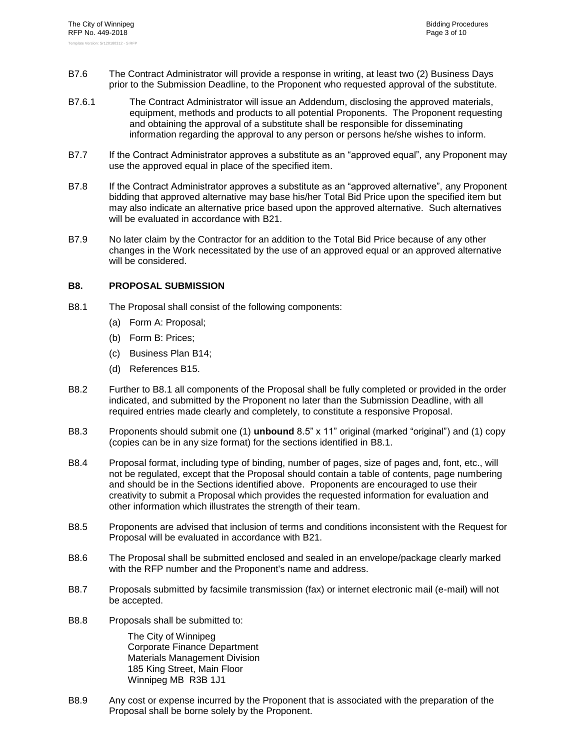B7.6 The Contract Administrator will provide a response in writing, at least two (2) Business Days prior to the Submission Deadline, to the Proponent who requested approval of the substitute.

B7.6.1 The Contract Administrator will issue an Addendum, disclosing the approved materials, equipment, methods and products to all potential Proponents. The Proponent requesting and obtaining the approval of a substitute shall be responsible for disseminating information regarding the approval to any person or persons he/she wishes to inform.

B7.7 If the Contract Administrator approves a substitute as an "approved equal", any Proponent may use the approved equal in place of the specified item.

B7.8 If the Contract Administrator approves a substitute as an "approved alternative", any Proponent bidding that approved alternative may base his/her Total Bid Price upon the specified item but may also indicate an alternative price based upon the approved alternative. Such alternatives will be evaluated in accordance with B21.

B7.9 No later claim by the Contractor for an addition to the Total Bid Price because of any other changes in the Work necessitated by the use of an approved equal or an approved alternative will be considered.

## B8. PROPOSAL SUBMISSION

B8.1 The Proposal shall consist of the following components:

(a) Form A: Proposal;

(b) Form B: Prices;

(c) Business Plan B14;

(d) References B15.

B8.2 Further to B8.1 all components of the Proposal shall be fully completed or provided in the order indicated, and submitted by the Proponent no later than the Submission Deadline, with all required entries made clearly and completely, to constitute a responsive Proposal.

B8.3 Proponents should submit one (1) **unbound** 8.5" x 11" original (marked "original") and (1) copy (copies can be in any size format) for the sections identified in B8.1.

B8.4 Proposal format, including type of binding, number of pages, size of pages and, font, etc., will not be regulated, except that the Proposal should contain a table of contents, page numbering and should be in the Sections identified above. Proponents are encouraged to use their creativity to submit a Proposal which provides the requested information for evaluation and other information which illustrates the strength of their team.

B8.5 Proponents are advised that inclusion of terms and conditions inconsistent with the Request for Proposal will be evaluated in accordance with B21.

B8.6 The Proposal shall be submitted enclosed and sealed in an envelope/package clearly marked with the RFP number and the Proponent's name and address.

B8.7 Proposals submitted by facsimile transmission (fax) or internet electronic mail (e-mail) will not be accepted.

B8.8 Proposals shall be submitted to:

The City of Winnipeg
Corporate Finance Department
Materials Management Division
185 King Street, Main Floor
Winnipeg MB R3B 1J1

B8.9 Any cost or expense incurred by the Proponent that is associated with the preparation of the Proposal shall be borne solely by the Proponent.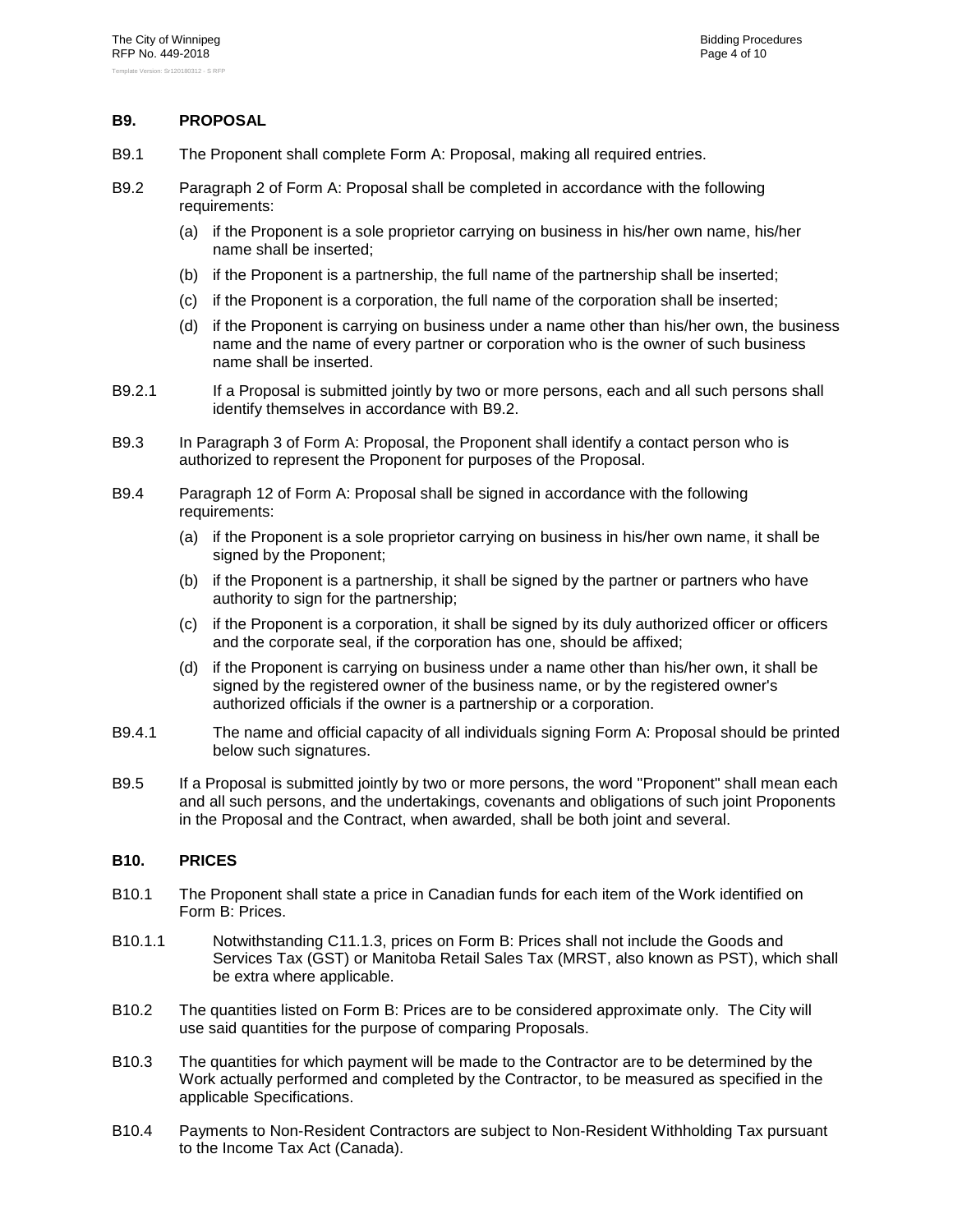## B9. PROPOSAL

B9.1 The Proponent shall complete Form A: Proposal, making all required entries.

B9.2 Paragraph 2 of Form A: Proposal shall be completed in accordance with the following requirements:

(a) if the Proponent is a sole proprietor carrying on business in his/her own name, his/her name shall be inserted;

(b) if the Proponent is a partnership, the full name of the partnership shall be inserted;

(c) if the Proponent is a corporation, the full name of the corporation shall be inserted;

(d) if the Proponent is carrying on business under a name other than his/her own, the business name and the name of every partner or corporation who is the owner of such business name shall be inserted.

B9.2.1 If a Proposal is submitted jointly by two or more persons, each and all such persons shall identify themselves in accordance with B9.2.

B9.3 In Paragraph 3 of Form A: Proposal, the Proponent shall identify a contact person who is authorized to represent the Proponent for purposes of the Proposal.

B9.4 Paragraph 12 of Form A: Proposal shall be signed in accordance with the following requirements:

(a) if the Proponent is a sole proprietor carrying on business in his/her own name, it shall be signed by the Proponent;

(b) if the Proponent is a partnership, it shall be signed by the partner or partners who have authority to sign for the partnership;

(c) if the Proponent is a corporation, it shall be signed by its duly authorized officer or officers and the corporate seal, if the corporation has one, should be affixed;

(d) if the Proponent is carrying on business under a name other than his/her own, it shall be signed by the registered owner of the business name, or by the registered owner's authorized officials if the owner is a partnership or a corporation.

B9.4.1 The name and official capacity of all individuals signing Form A: Proposal should be printed below such signatures.

B9.5 If a Proposal is submitted jointly by two or more persons, the word "Proponent" shall mean each and all such persons, and the undertakings, covenants and obligations of such joint Proponents in the Proposal and the Contract, when awarded, shall be both joint and several.

## B10. PRICES

B10.1 The Proponent shall state a price in Canadian funds for each item of the Work identified on Form B: Prices.

B10.1.1 Notwithstanding C11.1.3, prices on Form B: Prices shall not include the Goods and Services Tax (GST) or Manitoba Retail Sales Tax (MRST, also known as PST), which shall be extra where applicable.

B10.2 The quantities listed on Form B: Prices are to be considered approximate only. The City will use said quantities for the purpose of comparing Proposals.

B10.3 The quantities for which payment will be made to the Contractor are to be determined by the Work actually performed and completed by the Contractor, to be measured as specified in the applicable Specifications.

B10.4 Payments to Non-Resident Contractors are subject to Non-Resident Withholding Tax pursuant to the Income Tax Act (Canada).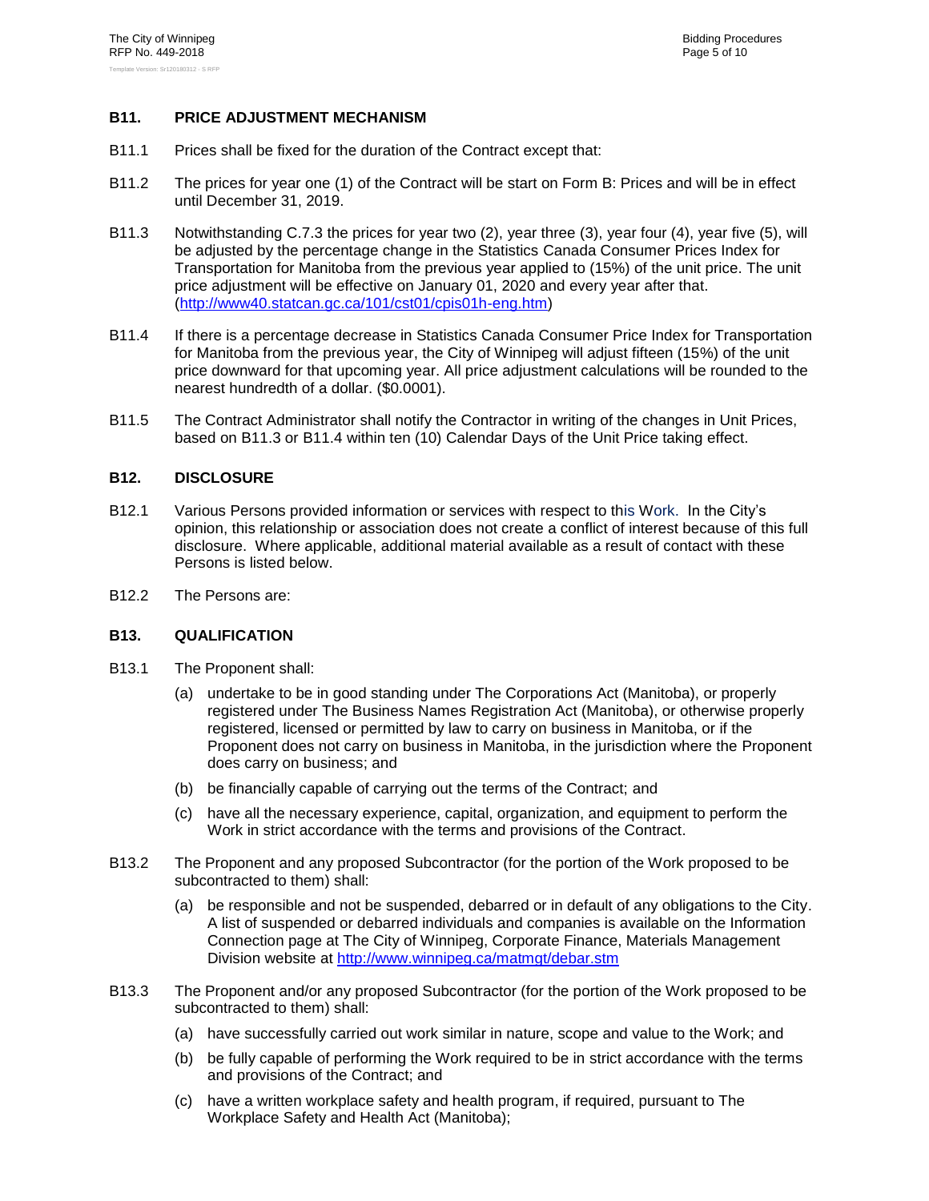## B11. PRICE ADJUSTMENT MECHANISM

B11.1 Prices shall be fixed for the duration of the Contract except that:

B11.2 The prices for year one (1) of the Contract will be start on Form B: Prices and will be in effect until December 31, 2019.

B11.3 Notwithstanding C.7.3 the prices for year two (2), year three (3), year four (4), year five (5), will be adjusted by the percentage change in the Statistics Canada Consumer Prices Index for Transportation for Manitoba from the previous year applied to (15%) of the unit price. The unit price adjustment will be effective on January 01, 2020 and every year after that. (http://www40.statcan.gc.ca/101/cst01/cpis01h-eng.htm)

B11.4 If there is a percentage decrease in Statistics Canada Consumer Price Index for Transportation for Manitoba from the previous year, the City of Winnipeg will adjust fifteen (15%) of the unit price downward for that upcoming year. All price adjustment calculations will be rounded to the nearest hundredth of a dollar. ($0.0001).

B11.5 The Contract Administrator shall notify the Contractor in writing of the changes in Unit Prices, based on B11.3 or B11.4 within ten (10) Calendar Days of the Unit Price taking effect.

## B12. DISCLOSURE

B12.1 Various Persons provided information or services with respect to this Work. In the City's opinion, this relationship or association does not create a conflict of interest because of this full disclosure. Where applicable, additional material available as a result of contact with these Persons is listed below.

B12.2 The Persons are:

## B13. QUALIFICATION

B13.1 The Proponent shall:

(a) undertake to be in good standing under The Corporations Act (Manitoba), or properly registered under The Business Names Registration Act (Manitoba), or otherwise properly registered, licensed or permitted by law to carry on business in Manitoba, or if the Proponent does not carry on business in Manitoba, in the jurisdiction where the Proponent does carry on business; and

(b) be financially capable of carrying out the terms of the Contract; and

(c) have all the necessary experience, capital, organization, and equipment to perform the Work in strict accordance with the terms and provisions of the Contract.

B13.2 The Proponent and any proposed Subcontractor (for the portion of the Work proposed to be subcontracted to them) shall:

(a) be responsible and not be suspended, debarred or in default of any obligations to the City. A list of suspended or debarred individuals and companies is available on the Information Connection page at The City of Winnipeg, Corporate Finance, Materials Management Division website at http://www.winnipeg.ca/matmgt/debar.stm

B13.3 The Proponent and/or any proposed Subcontractor (for the portion of the Work proposed to be subcontracted to them) shall:

(a) have successfully carried out work similar in nature, scope and value to the Work; and

(b) be fully capable of performing the Work required to be in strict accordance with the terms and provisions of the Contract; and

(c) have a written workplace safety and health program, if required, pursuant to The Workplace Safety and Health Act (Manitoba);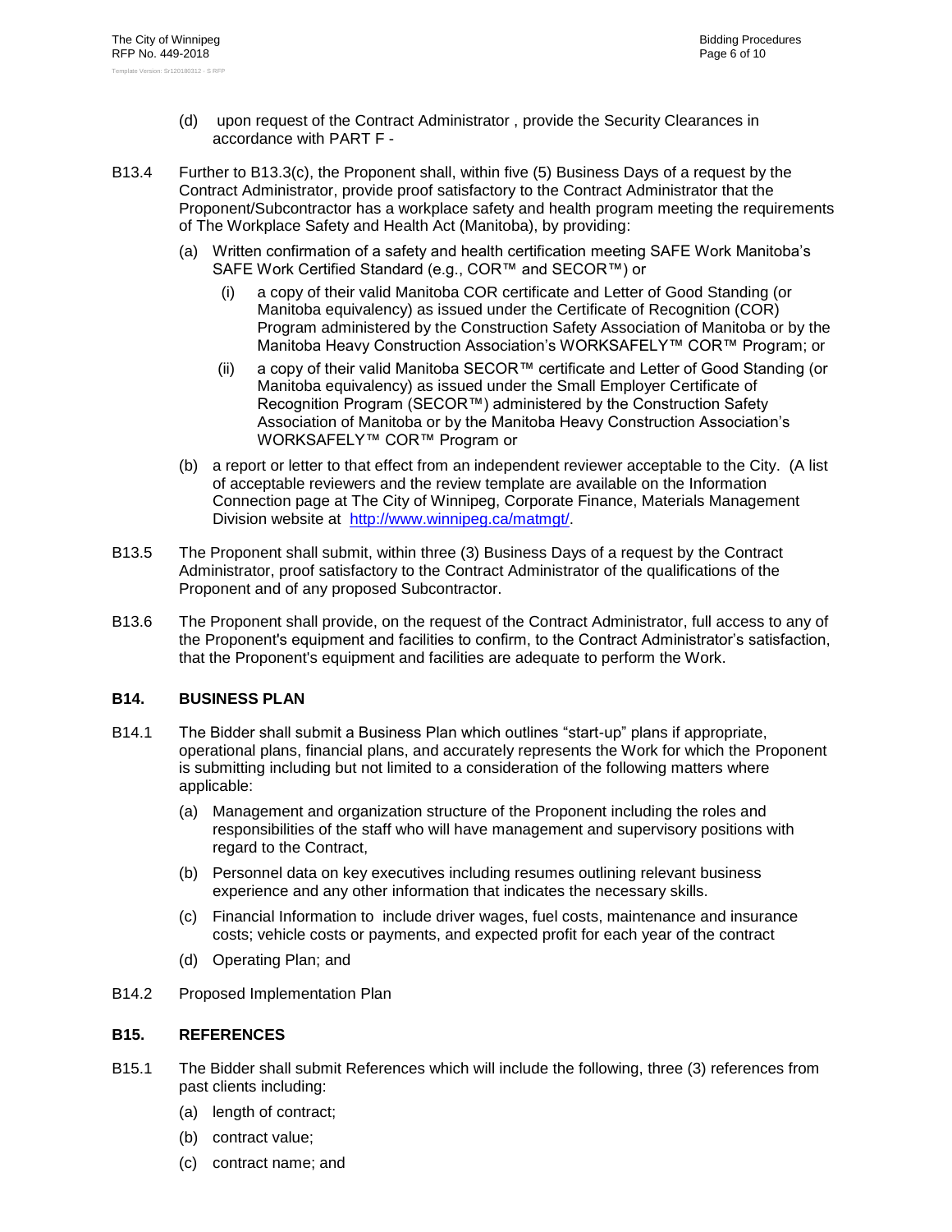(d) upon request of the Contract Administrator , provide the Security Clearances in accordance with PART F -

B13.4 Further to B13.3(c), the Proponent shall, within five (5) Business Days of a request by the Contract Administrator, provide proof satisfactory to the Contract Administrator that the Proponent/Subcontractor has a workplace safety and health program meeting the requirements of The Workplace Safety and Health Act (Manitoba), by providing:

(a) Written confirmation of a safety and health certification meeting SAFE Work Manitoba's SAFE Work Certified Standard (e.g., COR™ and SECOR™) or

(i) a copy of their valid Manitoba COR certificate and Letter of Good Standing (or Manitoba equivalency) as issued under the Certificate of Recognition (COR) Program administered by the Construction Safety Association of Manitoba or by the Manitoba Heavy Construction Association's WORKSAFELY™ COR™ Program; or

(ii) a copy of their valid Manitoba SECOR™ certificate and Letter of Good Standing (or Manitoba equivalency) as issued under the Small Employer Certificate of Recognition Program (SECOR™) administered by the Construction Safety Association of Manitoba or by the Manitoba Heavy Construction Association's WORKSAFELY™ COR™ Program or

(b) a report or letter to that effect from an independent reviewer acceptable to the City. (A list of acceptable reviewers and the review template are available on the Information Connection page at The City of Winnipeg, Corporate Finance, Materials Management Division website at http://www.winnipeg.ca/matmgt/.

B13.5 The Proponent shall submit, within three (3) Business Days of a request by the Contract Administrator, proof satisfactory to the Contract Administrator of the qualifications of the Proponent and of any proposed Subcontractor.

B13.6 The Proponent shall provide, on the request of the Contract Administrator, full access to any of the Proponent's equipment and facilities to confirm, to the Contract Administrator's satisfaction, that the Proponent's equipment and facilities are adequate to perform the Work.

## B14. BUSINESS PLAN

B14.1 The Bidder shall submit a Business Plan which outlines "start-up" plans if appropriate, operational plans, financial plans, and accurately represents the Work for which the Proponent is submitting including but not limited to a consideration of the following matters where applicable:

(a) Management and organization structure of the Proponent including the roles and responsibilities of the staff who will have management and supervisory positions with regard to the Contract,

(b) Personnel data on key executives including resumes outlining relevant business experience and any other information that indicates the necessary skills.

(c) Financial Information to include driver wages, fuel costs, maintenance and insurance costs; vehicle costs or payments, and expected profit for each year of the contract

(d) Operating Plan; and

B14.2 Proposed Implementation Plan

## B15. REFERENCES

B15.1 The Bidder shall submit References which will include the following, three (3) references from past clients including:

(a) length of contract;

(b) contract value;

(c) contract name; and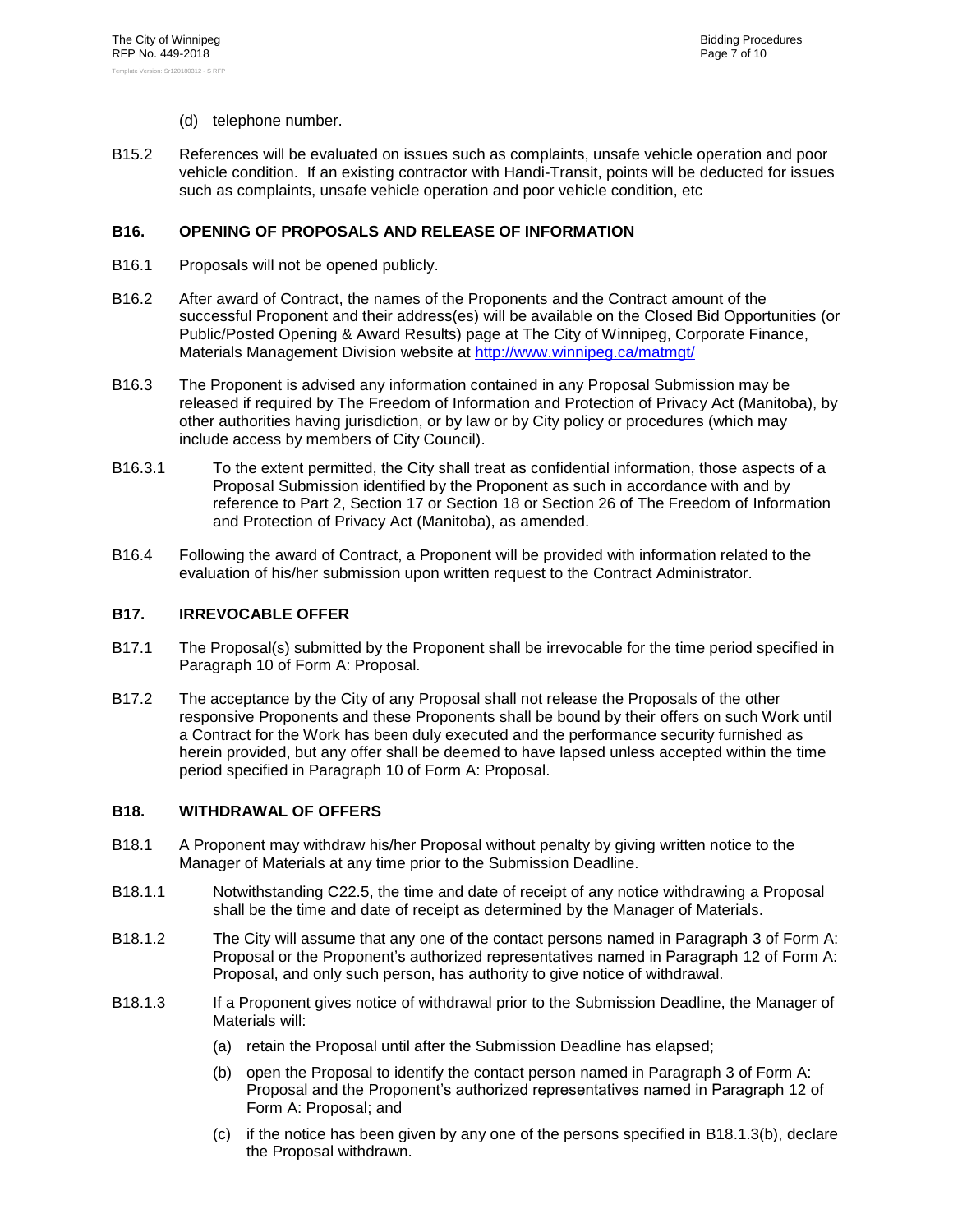(d) telephone number.

B15.2 References will be evaluated on issues such as complaints, unsafe vehicle operation and poor vehicle condition. If an existing contractor with Handi-Transit, points will be deducted for issues such as complaints, unsafe vehicle operation and poor vehicle condition, etc

## B16. OPENING OF PROPOSALS AND RELEASE OF INFORMATION

B16.1 Proposals will not be opened publicly.

B16.2 After award of Contract, the names of the Proponents and the Contract amount of the successful Proponent and their address(es) will be available on the Closed Bid Opportunities (or Public/Posted Opening & Award Results) page at The City of Winnipeg, Corporate Finance, Materials Management Division website at [http://www.winnipeg.ca/matmgt/](http://www.winnipeg.ca/matmgt/)

B16.3 The Proponent is advised any information contained in any Proposal Submission may be released if required by The Freedom of Information and Protection of Privacy Act (Manitoba), by other authorities having jurisdiction, or by law or by City policy or procedures (which may include access by members of City Council).

B16.3.1 To the extent permitted, the City shall treat as confidential information, those aspects of a Proposal Submission identified by the Proponent as such in accordance with and by reference to Part 2, Section 17 or Section 18 or Section 26 of The Freedom of Information and Protection of Privacy Act (Manitoba), as amended.

B16.4 Following the award of Contract, a Proponent will be provided with information related to the evaluation of his/her submission upon written request to the Contract Administrator.

## B17. IRREVOCABLE OFFER

B17.1 The Proposal(s) submitted by the Proponent shall be irrevocable for the time period specified in Paragraph 10 of Form A: Proposal.

B17.2 The acceptance by the City of any Proposal shall not release the Proposals of the other responsive Proponents and these Proponents shall be bound by their offers on such Work until a Contract for the Work has been duly executed and the performance security furnished as herein provided, but any offer shall be deemed to have lapsed unless accepted within the time period specified in Paragraph 10 of Form A: Proposal.

## B18. WITHDRAWAL OF OFFERS

B18.1 A Proponent may withdraw his/her Proposal without penalty by giving written notice to the Manager of Materials at any time prior to the Submission Deadline.

B18.1.1 Notwithstanding C22.5, the time and date of receipt of any notice withdrawing a Proposal shall be the time and date of receipt as determined by the Manager of Materials.

B18.1.2 The City will assume that any one of the contact persons named in Paragraph 3 of Form A: Proposal or the Proponent's authorized representatives named in Paragraph 12 of Form A: Proposal, and only such person, has authority to give notice of withdrawal.

B18.1.3 If a Proponent gives notice of withdrawal prior to the Submission Deadline, the Manager of Materials will:

(a) retain the Proposal until after the Submission Deadline has elapsed;

(b) open the Proposal to identify the contact person named in Paragraph 3 of Form A: Proposal and the Proponent's authorized representatives named in Paragraph 12 of Form A: Proposal; and

(c) if the notice has been given by any one of the persons specified in B18.1.3(b), declare the Proposal withdrawn.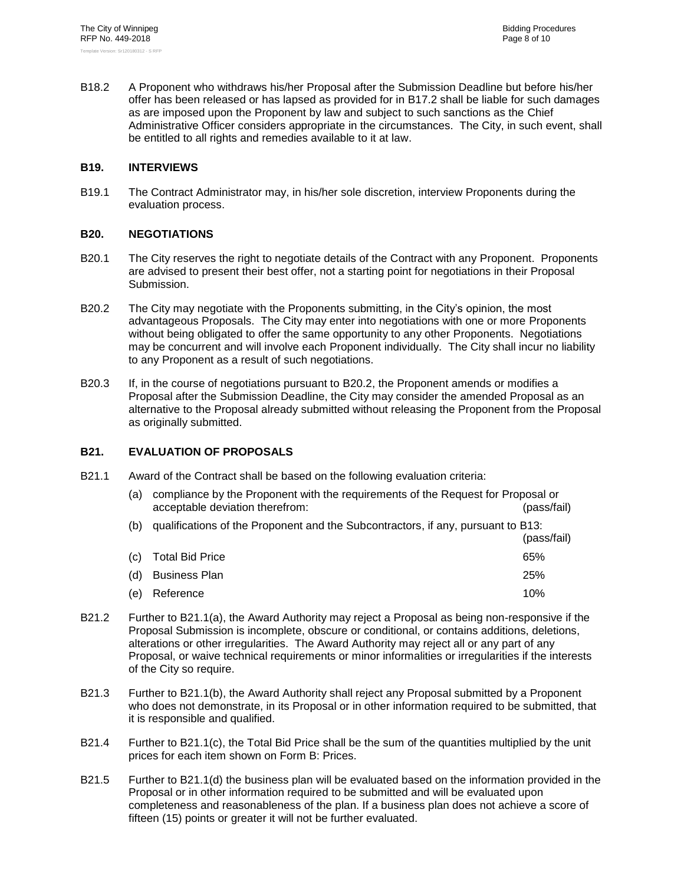B18.2 A Proponent who withdraws his/her Proposal after the Submission Deadline but before his/her offer has been released or has lapsed as provided for in B17.2 shall be liable for such damages as are imposed upon the Proponent by law and subject to such sanctions as the Chief Administrative Officer considers appropriate in the circumstances. The City, in such event, shall be entitled to all rights and remedies available to it at law.

## B19. INTERVIEWS

B19.1 The Contract Administrator may, in his/her sole discretion, interview Proponents during the evaluation process.

## B20. NEGOTIATIONS

B20.1 The City reserves the right to negotiate details of the Contract with any Proponent. Proponents are advised to present their best offer, not a starting point for negotiations in their Proposal Submission.

B20.2 The City may negotiate with the Proponents submitting, in the City's opinion, the most advantageous Proposals. The City may enter into negotiations with one or more Proponents without being obligated to offer the same opportunity to any other Proponents. Negotiations may be concurrent and will involve each Proponent individually. The City shall incur no liability to any Proponent as a result of such negotiations.

B20.3 If, in the course of negotiations pursuant to B20.2, the Proponent amends or modifies a Proposal after the Submission Deadline, the City may consider the amended Proposal as an alternative to the Proposal already submitted without releasing the Proponent from the Proposal as originally submitted.

## B21. EVALUATION OF PROPOSALS

B21.1 Award of the Contract shall be based on the following evaluation criteria:

(a) compliance by the Proponent with the requirements of the Request for Proposal or acceptable deviation therefrom: (pass/fail)

(b) qualifications of the Proponent and the Subcontractors, if any, pursuant to B13: (pass/fail)

(c) Total Bid Price 65%

(d) Business Plan 25%

(e) Reference 10%

B21.2 Further to B21.1(a), the Award Authority may reject a Proposal as being non-responsive if the Proposal Submission is incomplete, obscure or conditional, or contains additions, deletions, alterations or other irregularities. The Award Authority may reject all or any part of any Proposal, or waive technical requirements or minor informalities or irregularities if the interests of the City so require.

B21.3 Further to B21.1(b), the Award Authority shall reject any Proposal submitted by a Proponent who does not demonstrate, in its Proposal or in other information required to be submitted, that it is responsible and qualified.

B21.4 Further to B21.1(c), the Total Bid Price shall be the sum of the quantities multiplied by the unit prices for each item shown on Form B: Prices.

B21.5 Further to B21.1(d) the business plan will be evaluated based on the information provided in the Proposal or in other information required to be submitted and will be evaluated upon completeness and reasonableness of the plan. If a business plan does not achieve a score of fifteen (15) points or greater it will not be further evaluated.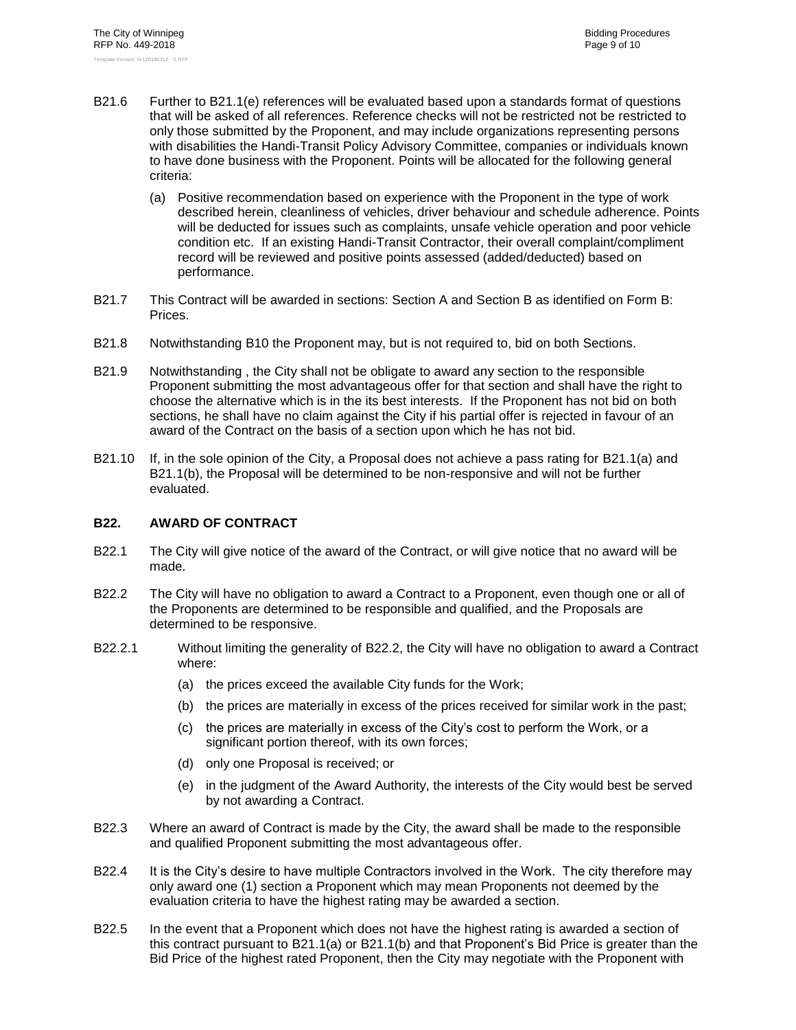B21.6 Further to B21.1(e) references will be evaluated based upon a standards format of questions that will be asked of all references. Reference checks will not be restricted not be restricted to only those submitted by the Proponent, and may include organizations representing persons with disabilities the Handi-Transit Policy Advisory Committee, companies or individuals known to have done business with the Proponent. Points will be allocated for the following general criteria:

(a) Positive recommendation based on experience with the Proponent in the type of work described herein, cleanliness of vehicles, driver behaviour and schedule adherence. Points will be deducted for issues such as complaints, unsafe vehicle operation and poor vehicle condition etc. If an existing Handi-Transit Contractor, their overall complaint/compliment record will be reviewed and positive points assessed (added/deducted) based on performance.

B21.7 This Contract will be awarded in sections: Section A and Section B as identified on Form B: Prices.

B21.8 Notwithstanding B10 the Proponent may, but is not required to, bid on both Sections.

B21.9 Notwithstanding , the City shall not be obligate to award any section to the responsible Proponent submitting the most advantageous offer for that section and shall have the right to choose the alternative which is in the its best interests. If the Proponent has not bid on both sections, he shall have no claim against the City if his partial offer is rejected in favour of an award of the Contract on the basis of a section upon which he has not bid.

B21.10 If, in the sole opinion of the City, a Proposal does not achieve a pass rating for B21.1(a) and B21.1(b), the Proposal will be determined to be non-responsive and will not be further evaluated.

## B22. AWARD OF CONTRACT

B22.1 The City will give notice of the award of the Contract, or will give notice that no award will be made.

B22.2 The City will have no obligation to award a Contract to a Proponent, even though one or all of the Proponents are determined to be responsible and qualified, and the Proposals are determined to be responsive.

B22.2.1 Without limiting the generality of B22.2, the City will have no obligation to award a Contract where:

(a) the prices exceed the available City funds for the Work;

(b) the prices are materially in excess of the prices received for similar work in the past;

(c) the prices are materially in excess of the City's cost to perform the Work, or a significant portion thereof, with its own forces;

(d) only one Proposal is received; or

(e) in the judgment of the Award Authority, the interests of the City would best be served by not awarding a Contract.

B22.3 Where an award of Contract is made by the City, the award shall be made to the responsible and qualified Proponent submitting the most advantageous offer.

B22.4 It is the City's desire to have multiple Contractors involved in the Work. The city therefore may only award one (1) section a Proponent which may mean Proponents not deemed by the evaluation criteria to have the highest rating may be awarded a section.

B22.5 In the event that a Proponent which does not have the highest rating is awarded a section of this contract pursuant to B21.1(a) or B21.1(b) and that Proponent's Bid Price is greater than the Bid Price of the highest rated Proponent, then the City may negotiate with the Proponent with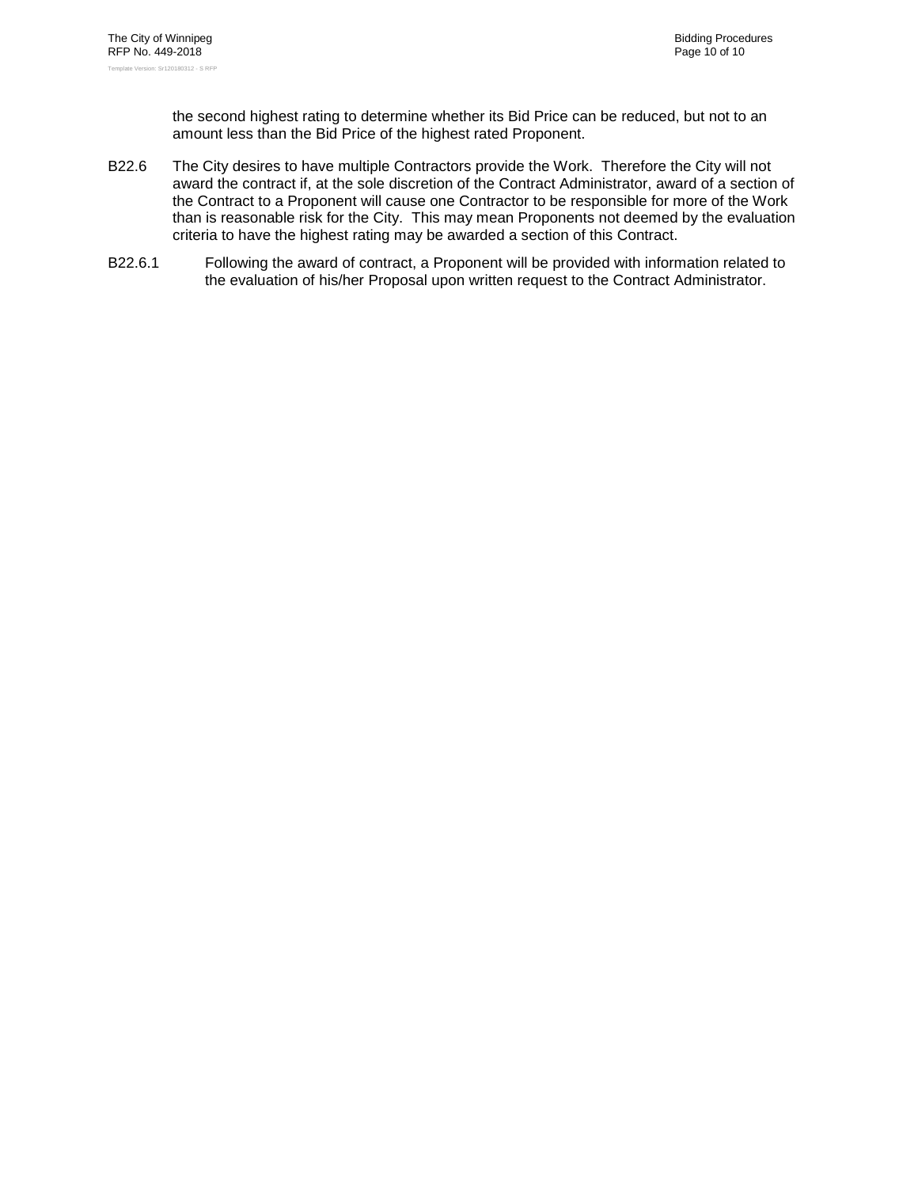the second highest rating to determine whether its Bid Price can be reduced, but not to an amount less than the Bid Price of the highest rated Proponent.

B22.6 The City desires to have multiple Contractors provide the Work. Therefore the City will not award the contract if, at the sole discretion of the Contract Administrator, award of a section of the Contract to a Proponent will cause one Contractor to be responsible for more of the Work than is reasonable risk for the City. This may mean Proponents not deemed by the evaluation criteria to have the highest rating may be awarded a section of this Contract.

B22.6.1 Following the award of contract, a Proponent will be provided with information related to the evaluation of his/her Proposal upon written request to the Contract Administrator.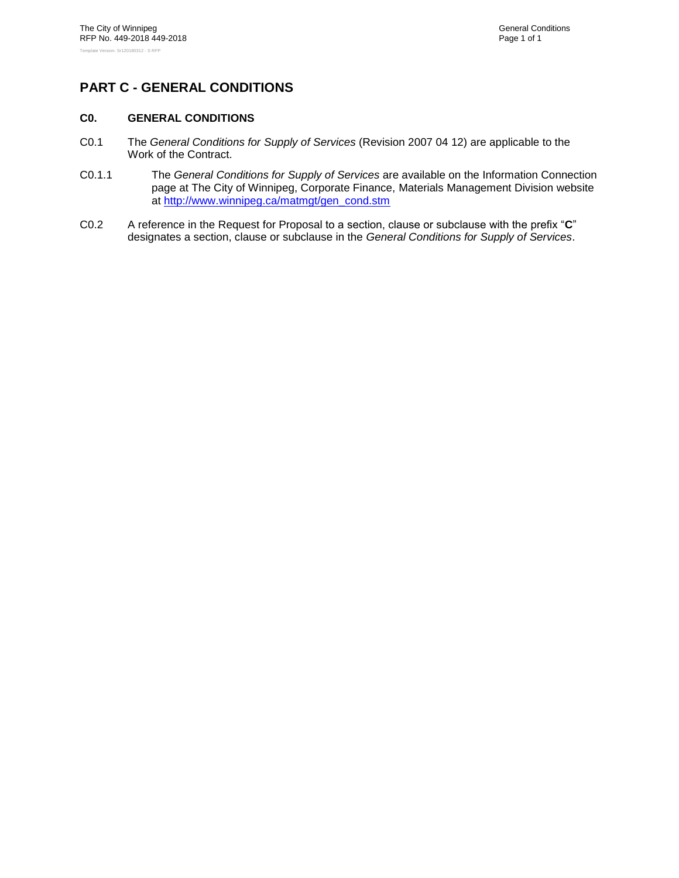# PART C - GENERAL CONDITIONS

## C0. GENERAL CONDITIONS

C0.1 The *General Conditions for Supply of Services* (Revision 2007 04 12) are applicable to the Work of the Contract.

C0.1.1 The *General Conditions for Supply of Services* are available on the Information Connection page at The City of Winnipeg, Corporate Finance, Materials Management Division website at [http://www.winnipeg.ca/matmgt/gen_cond.stm](http://www.winnipeg.ca/matmgt/gen_cond.stm)

C0.2 A reference in the Request for Proposal to a section, clause or subclause with the prefix "**C**" designates a section, clause or subclause in the *General Conditions for Supply of Services*.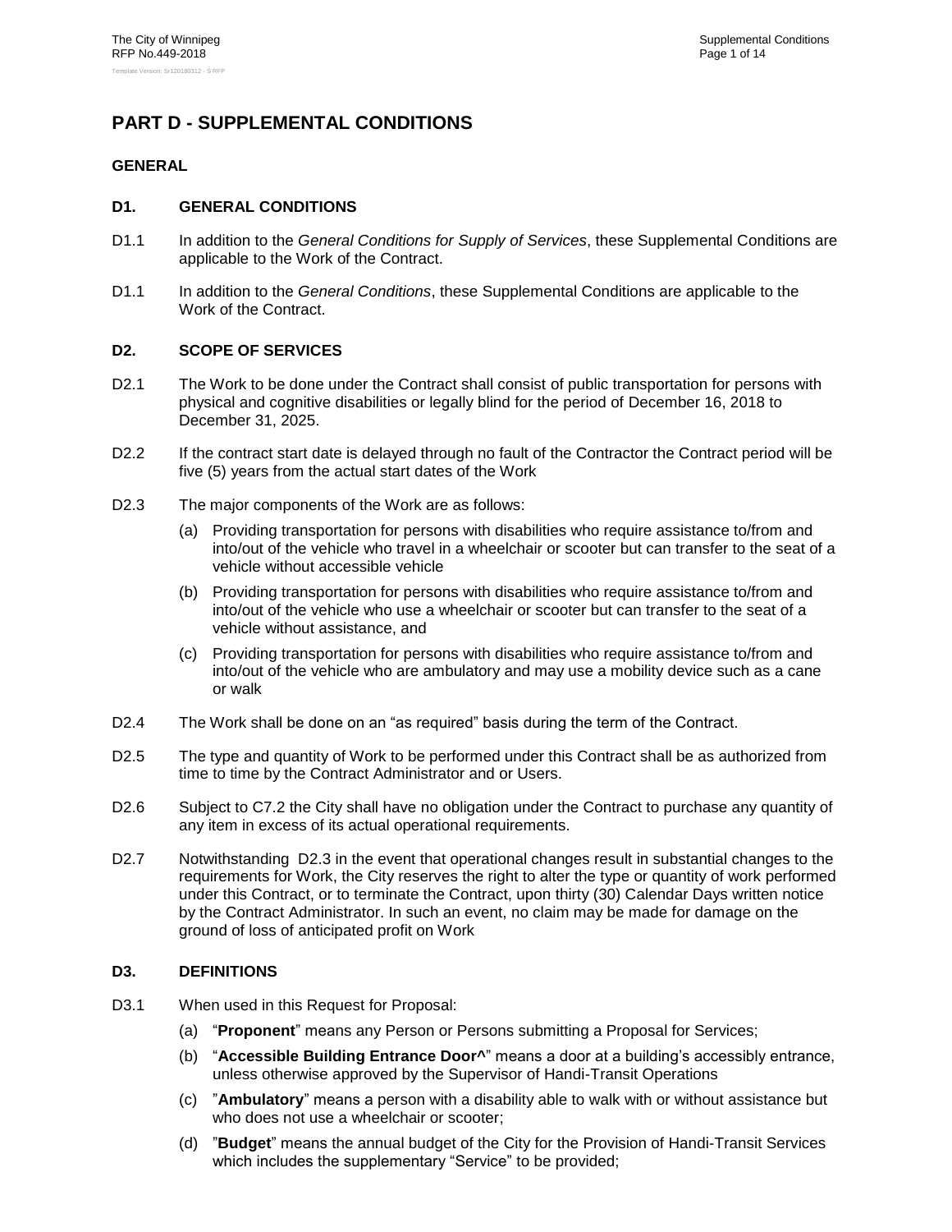# PART D - SUPPLEMENTAL CONDITIONS

## GENERAL

### D1. GENERAL CONDITIONS

D1.1 In addition to the *General Conditions for Supply of Services*, these Supplemental Conditions are applicable to the Work of the Contract.

D1.1 In addition to the *General Conditions*, these Supplemental Conditions are applicable to the Work of the Contract.

### D2. SCOPE OF SERVICES

D2.1 The Work to be done under the Contract shall consist of public transportation for persons with physical and cognitive disabilities or legally blind for the period of December 16, 2018 to December 31, 2025.

D2.2 If the contract start date is delayed through no fault of the Contractor the Contract period will be five (5) years from the actual start dates of the Work

D2.3 The major components of the Work are as follows:

(a) Providing transportation for persons with disabilities who require assistance to/from and into/out of the vehicle who travel in a wheelchair or scooter but can transfer to the seat of a vehicle without accessible vehicle

(b) Providing transportation for persons with disabilities who require assistance to/from and into/out of the vehicle who use a wheelchair or scooter but can transfer to the seat of a vehicle without assistance, and

(c) Providing transportation for persons with disabilities who require assistance to/from and into/out of the vehicle who are ambulatory and may use a mobility device such as a cane or walk

D2.4 The Work shall be done on an "as required" basis during the term of the Contract.

D2.5 The type and quantity of Work to be performed under this Contract shall be as authorized from time to time by the Contract Administrator and or Users.

D2.6 Subject to C7.2 the City shall have no obligation under the Contract to purchase any quantity of any item in excess of its actual operational requirements.

D2.7 Notwithstanding D2.3 in the event that operational changes result in substantial changes to the requirements for Work, the City reserves the right to alter the type or quantity of work performed under this Contract, or to terminate the Contract, upon thirty (30) Calendar Days written notice by the Contract Administrator. In such an event, no claim may be made for damage on the ground of loss of anticipated profit on Work

### D3. DEFINITIONS

D3.1 When used in this Request for Proposal:

(a) "**Proponent**" means any Person or Persons submitting a Proposal for Services;

(b) "**Accessible Building Entrance Door^**" means a door at a building's accessibly entrance, unless otherwise approved by the Supervisor of Handi-Transit Operations

(c) "**Ambulatory**" means a person with a disability able to walk with or without assistance but who does not use a wheelchair or scooter;

(d) "**Budget**" means the annual budget of the City for the Provision of Handi-Transit Services which includes the supplementary "Service" to be provided;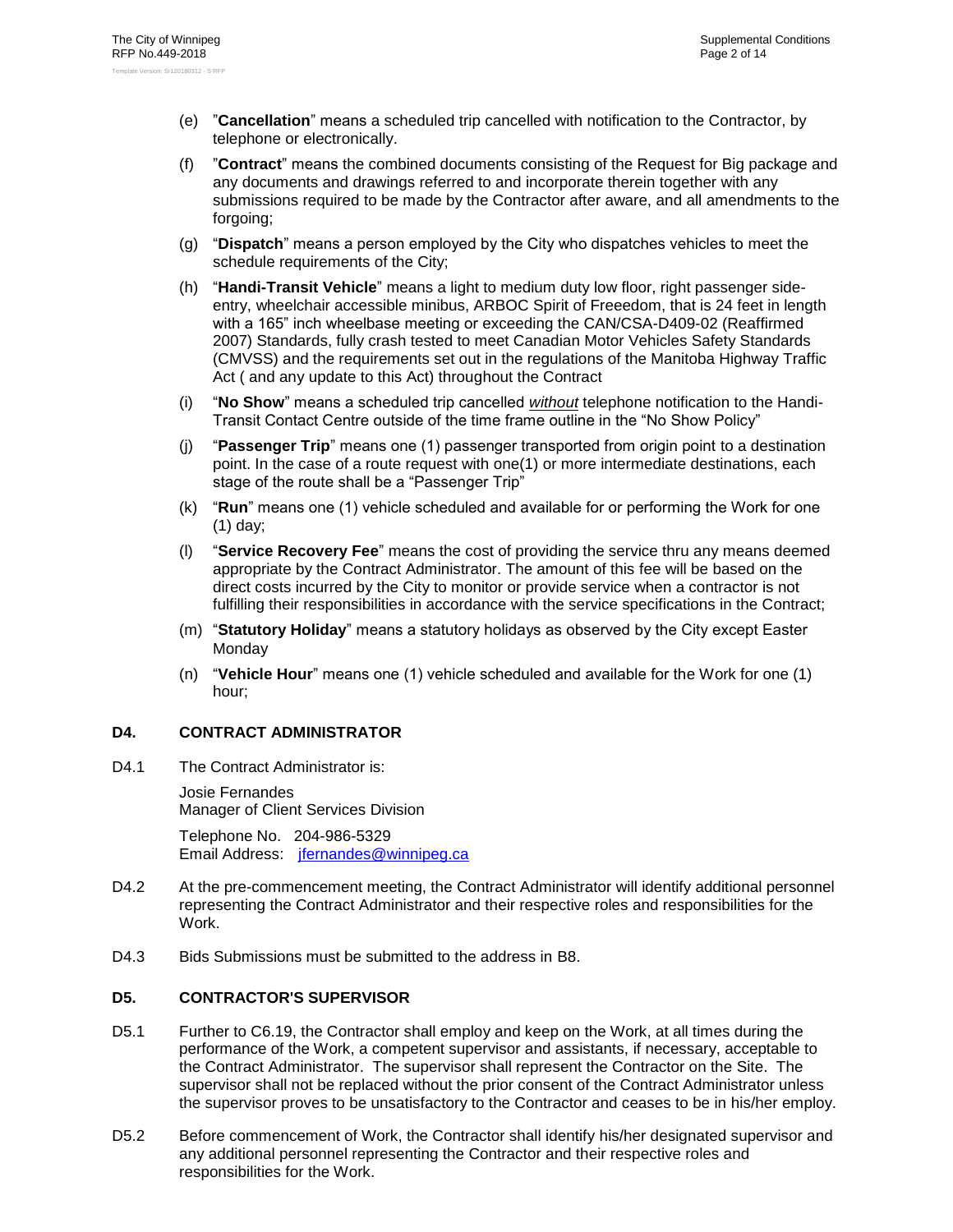(e) "**Cancellation**" means a scheduled trip cancelled with notification to the Contractor, by telephone or electronically.

(f) "**Contract**" means the combined documents consisting of the Request for Big package and any documents and drawings referred to and incorporate therein together with any submissions required to be made by the Contractor after aware, and all amendments to the forgoing;

(g) "**Dispatch**" means a person employed by the City who dispatches vehicles to meet the schedule requirements of the City;

(h) "**Handi-Transit Vehicle**" means a light to medium duty low floor, right passenger side-entry, wheelchair accessible minibus, ARBOC Spirit of Freeedom, that is 24 feet in length with a 165" inch wheelbase meeting or exceeding the CAN/CSA-D409-02 (Reaffirmed 2007) Standards, fully crash tested to meet Canadian Motor Vehicles Safety Standards (CMVSS) and the requirements set out in the regulations of the Manitoba Highway Traffic Act ( and any update to this Act) throughout the Contract

(i) "**No Show**" means a scheduled trip cancelled *without* telephone notification to the Handi-Transit Contact Centre outside of the time frame outline in the "No Show Policy"

(j) "**Passenger Trip**" means one (1) passenger transported from origin point to a destination point. In the case of a route request with one(1) or more intermediate destinations, each stage of the route shall be a "Passenger Trip"

(k) "**Run**" means one (1) vehicle scheduled and available for or performing the Work for one (1) day;

(l) "**Service Recovery Fee**" means the cost of providing the service thru any means deemed appropriate by the Contract Administrator. The amount of this fee will be based on the direct costs incurred by the City to monitor or provide service when a contractor is not fulfilling their responsibilities in accordance with the service specifications in the Contract;

(m) "**Statutory Holiday**" means a statutory holidays as observed by the City except Easter Monday

(n) "**Vehicle Hour**" means one (1) vehicle scheduled and available for the Work for one (1) hour;

## D4. CONTRACT ADMINISTRATOR

D4.1 The Contract Administrator is:

Josie Fernandes
Manager of Client Services Division

Telephone No. 204-986-5329
Email Address: jfernandes@winnipeg.ca

D4.2 At the pre-commencement meeting, the Contract Administrator will identify additional personnel representing the Contract Administrator and their respective roles and responsibilities for the Work.

D4.3 Bids Submissions must be submitted to the address in B8.

## D5. CONTRACTOR'S SUPERVISOR

D5.1 Further to C6.19, the Contractor shall employ and keep on the Work, at all times during the performance of the Work, a competent supervisor and assistants, if necessary, acceptable to the Contract Administrator. The supervisor shall represent the Contractor on the Site. The supervisor shall not be replaced without the prior consent of the Contract Administrator unless the supervisor proves to be unsatisfactory to the Contractor and ceases to be in his/her employ.

D5.2 Before commencement of Work, the Contractor shall identify his/her designated supervisor and any additional personnel representing the Contractor and their respective roles and responsibilities for the Work.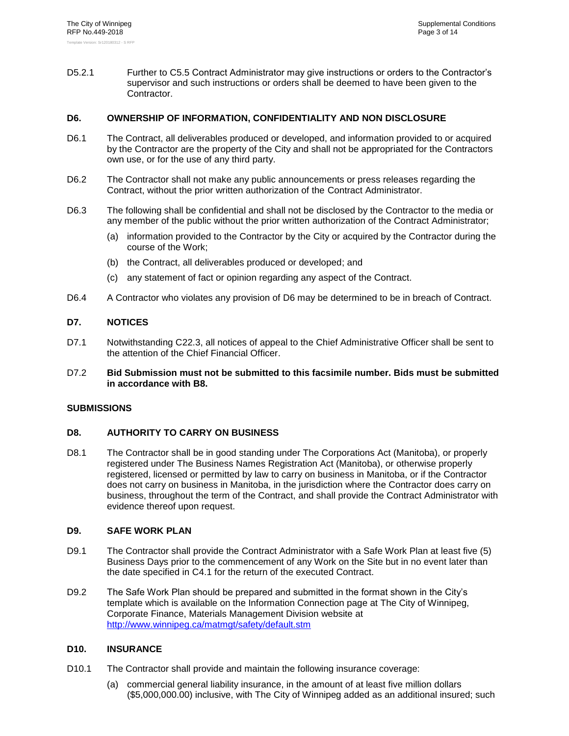D5.2.1 Further to C5.5 Contract Administrator may give instructions or orders to the Contractor's supervisor and such instructions or orders shall be deemed to have been given to the Contractor.

## D6. OWNERSHIP OF INFORMATION, CONFIDENTIALITY AND NON DISCLOSURE

D6.1 The Contract, all deliverables produced or developed, and information provided to or acquired by the Contractor are the property of the City and shall not be appropriated for the Contractors own use, or for the use of any third party.

D6.2 The Contractor shall not make any public announcements or press releases regarding the Contract, without the prior written authorization of the Contract Administrator.

D6.3 The following shall be confidential and shall not be disclosed by the Contractor to the media or any member of the public without the prior written authorization of the Contract Administrator;

(a) information provided to the Contractor by the City or acquired by the Contractor during the course of the Work;

(b) the Contract, all deliverables produced or developed; and

(c) any statement of fact or opinion regarding any aspect of the Contract.

D6.4 A Contractor who violates any provision of D6 may be determined to be in breach of Contract.

## D7. NOTICES

D7.1 Notwithstanding C22.3, all notices of appeal to the Chief Administrative Officer shall be sent to the attention of the Chief Financial Officer.

D7.2 **Bid Submission must not be submitted to this facsimile number. Bids must be submitted in accordance with B8.**

## SUBMISSIONS

## D8. AUTHORITY TO CARRY ON BUSINESS

D8.1 The Contractor shall be in good standing under The Corporations Act (Manitoba), or properly registered under The Business Names Registration Act (Manitoba), or otherwise properly registered, licensed or permitted by law to carry on business in Manitoba, or if the Contractor does not carry on business in Manitoba, in the jurisdiction where the Contractor does carry on business, throughout the term of the Contract, and shall provide the Contract Administrator with evidence thereof upon request.

## D9. SAFE WORK PLAN

D9.1 The Contractor shall provide the Contract Administrator with a Safe Work Plan at least five (5) Business Days prior to the commencement of any Work on the Site but in no event later than the date specified in C4.1 for the return of the executed Contract.

D9.2 The Safe Work Plan should be prepared and submitted in the format shown in the City's template which is available on the Information Connection page at The City of Winnipeg, Corporate Finance, Materials Management Division website at http://www.winnipeg.ca/matmgt/safety/default.stm

## D10. INSURANCE

D10.1 The Contractor shall provide and maintain the following insurance coverage:

(a) commercial general liability insurance, in the amount of at least five million dollars ($5,000,000.00) inclusive, with The City of Winnipeg added as an additional insured; such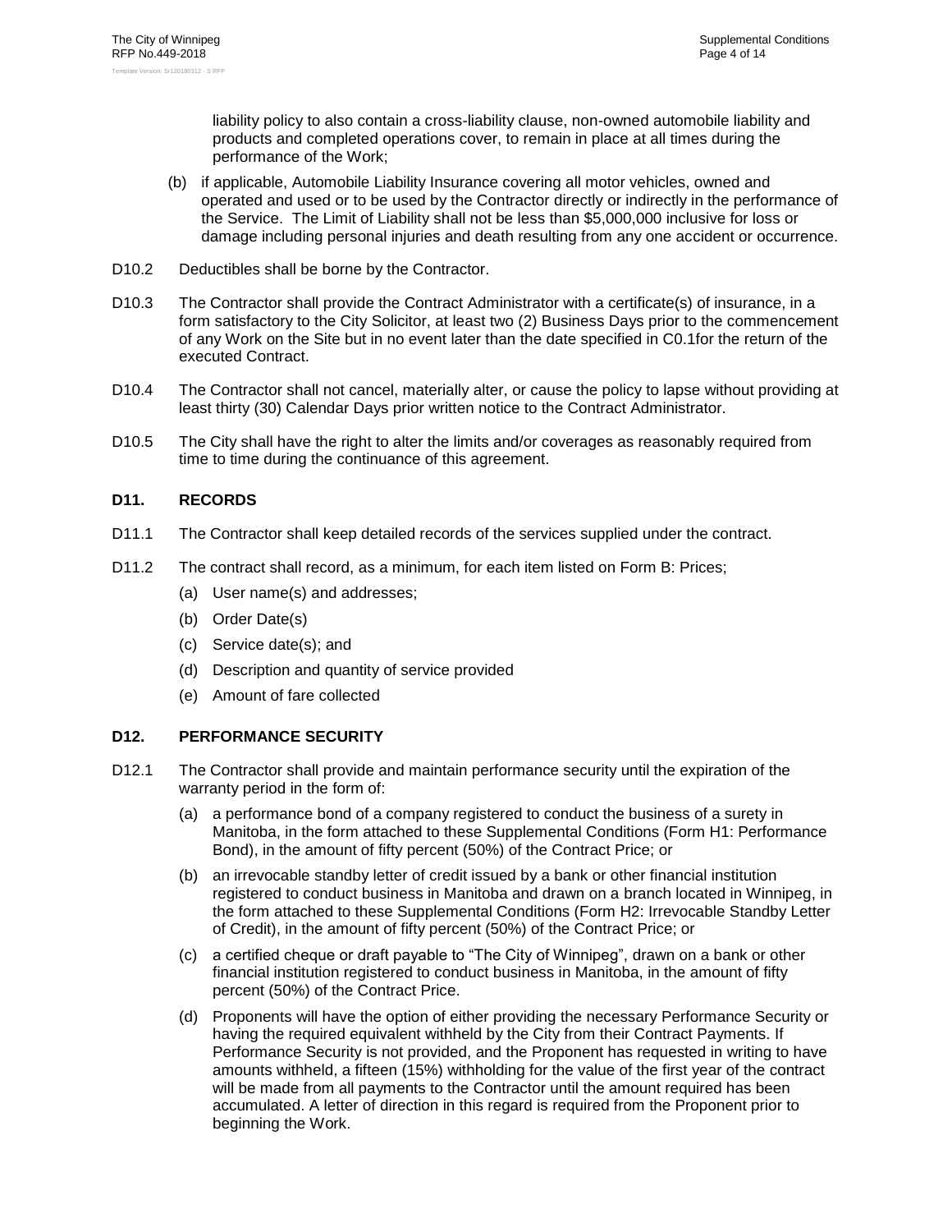liability policy to also contain a cross-liability clause, non-owned automobile liability and products and completed operations cover, to remain in place at all times during the performance of the Work;

(b) if applicable, Automobile Liability Insurance covering all motor vehicles, owned and operated and used or to be used by the Contractor directly or indirectly in the performance of the Service. The Limit of Liability shall not be less than $5,000,000 inclusive for loss or damage including personal injuries and death resulting from any one accident or occurrence.

D10.2 Deductibles shall be borne by the Contractor.

D10.3 The Contractor shall provide the Contract Administrator with a certificate(s) of insurance, in a form satisfactory to the City Solicitor, at least two (2) Business Days prior to the commencement of any Work on the Site but in no event later than the date specified in C0.1for the return of the executed Contract.

D10.4 The Contractor shall not cancel, materially alter, or cause the policy to lapse without providing at least thirty (30) Calendar Days prior written notice to the Contract Administrator.

D10.5 The City shall have the right to alter the limits and/or coverages as reasonably required from time to time during the continuance of this agreement.

## D11. RECORDS

D11.1 The Contractor shall keep detailed records of the services supplied under the contract.

D11.2 The contract shall record, as a minimum, for each item listed on Form B: Prices;

(a) User name(s) and addresses;

(b) Order Date(s)

(c) Service date(s); and

(d) Description and quantity of service provided

(e) Amount of fare collected

## D12. PERFORMANCE SECURITY

D12.1 The Contractor shall provide and maintain performance security until the expiration of the warranty period in the form of:

(a) a performance bond of a company registered to conduct the business of a surety in Manitoba, in the form attached to these Supplemental Conditions (Form H1: Performance Bond), in the amount of fifty percent (50%) of the Contract Price; or

(b) an irrevocable standby letter of credit issued by a bank or other financial institution registered to conduct business in Manitoba and drawn on a branch located in Winnipeg, in the form attached to these Supplemental Conditions (Form H2: Irrevocable Standby Letter of Credit), in the amount of fifty percent (50%) of the Contract Price; or

(c) a certified cheque or draft payable to "The City of Winnipeg", drawn on a bank or other financial institution registered to conduct business in Manitoba, in the amount of fifty percent (50%) of the Contract Price.

(d) Proponents will have the option of either providing the necessary Performance Security or having the required equivalent withheld by the City from their Contract Payments. If Performance Security is not provided, and the Proponent has requested in writing to have amounts withheld, a fifteen (15%) withholding for the value of the first year of the contract will be made from all payments to the Contractor until the amount required has been accumulated. A letter of direction in this regard is required from the Proponent prior to beginning the Work.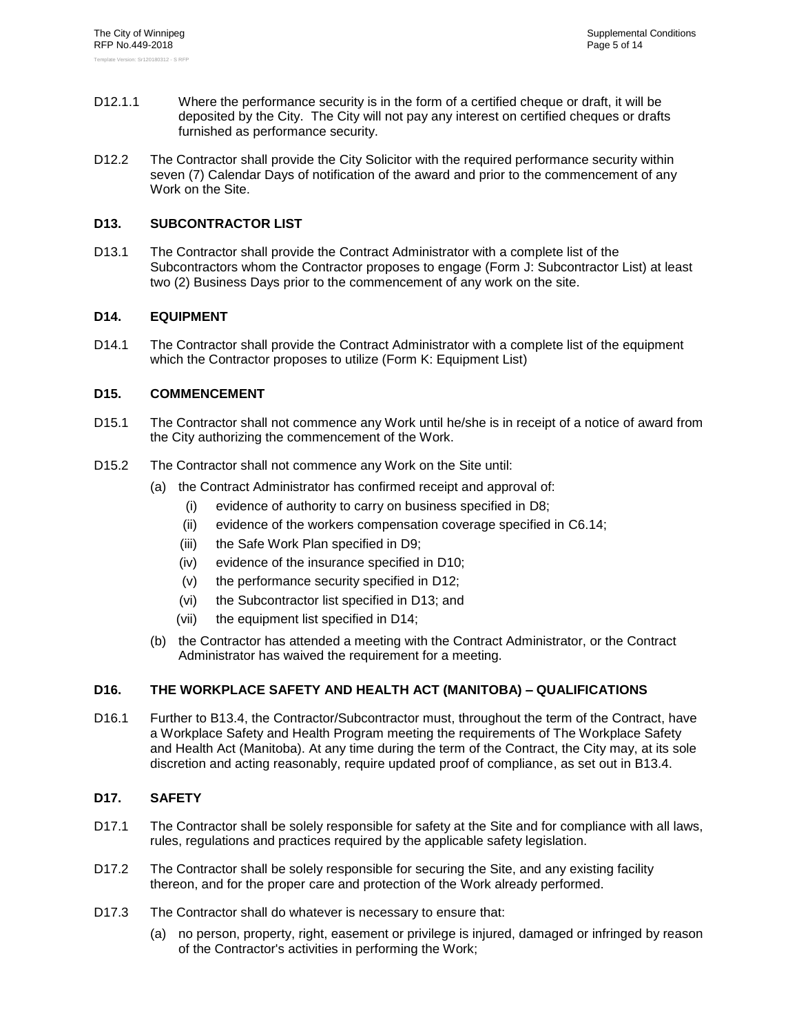D12.1.1 Where the performance security is in the form of a certified cheque or draft, it will be deposited by the City. The City will not pay any interest on certified cheques or drafts furnished as performance security.

D12.2 The Contractor shall provide the City Solicitor with the required performance security within seven (7) Calendar Days of notification of the award and prior to the commencement of any Work on the Site.

## D13. SUBCONTRACTOR LIST

D13.1 The Contractor shall provide the Contract Administrator with a complete list of the Subcontractors whom the Contractor proposes to engage (Form J: Subcontractor List) at least two (2) Business Days prior to the commencement of any work on the site.

## D14. EQUIPMENT

D14.1 The Contractor shall provide the Contract Administrator with a complete list of the equipment which the Contractor proposes to utilize (Form K: Equipment List)

## D15. COMMENCEMENT

D15.1 The Contractor shall not commence any Work until he/she is in receipt of a notice of award from the City authorizing the commencement of the Work.

D15.2 The Contractor shall not commence any Work on the Site until:

(a) the Contract Administrator has confirmed receipt and approval of:
   (i) evidence of authority to carry on business specified in D8;
   (ii) evidence of the workers compensation coverage specified in C6.14;
   (iii) the Safe Work Plan specified in D9;
   (iv) evidence of the insurance specified in D10;
   (v) the performance security specified in D12;
   (vi) the Subcontractor list specified in D13; and
   (vii) the equipment list specified in D14;

(b) the Contractor has attended a meeting with the Contract Administrator, or the Contract Administrator has waived the requirement for a meeting.

## D16. THE WORKPLACE SAFETY AND HEALTH ACT (MANITOBA) – QUALIFICATIONS

D16.1 Further to B13.4, the Contractor/Subcontractor must, throughout the term of the Contract, have a Workplace Safety and Health Program meeting the requirements of The Workplace Safety and Health Act (Manitoba). At any time during the term of the Contract, the City may, at its sole discretion and acting reasonably, require updated proof of compliance, as set out in B13.4.

## D17. SAFETY

D17.1 The Contractor shall be solely responsible for safety at the Site and for compliance with all laws, rules, regulations and practices required by the applicable safety legislation.

D17.2 The Contractor shall be solely responsible for securing the Site, and any existing facility thereon, and for the proper care and protection of the Work already performed.

D17.3 The Contractor shall do whatever is necessary to ensure that:

(a) no person, property, right, easement or privilege is injured, damaged or infringed by reason of the Contractor's activities in performing the Work;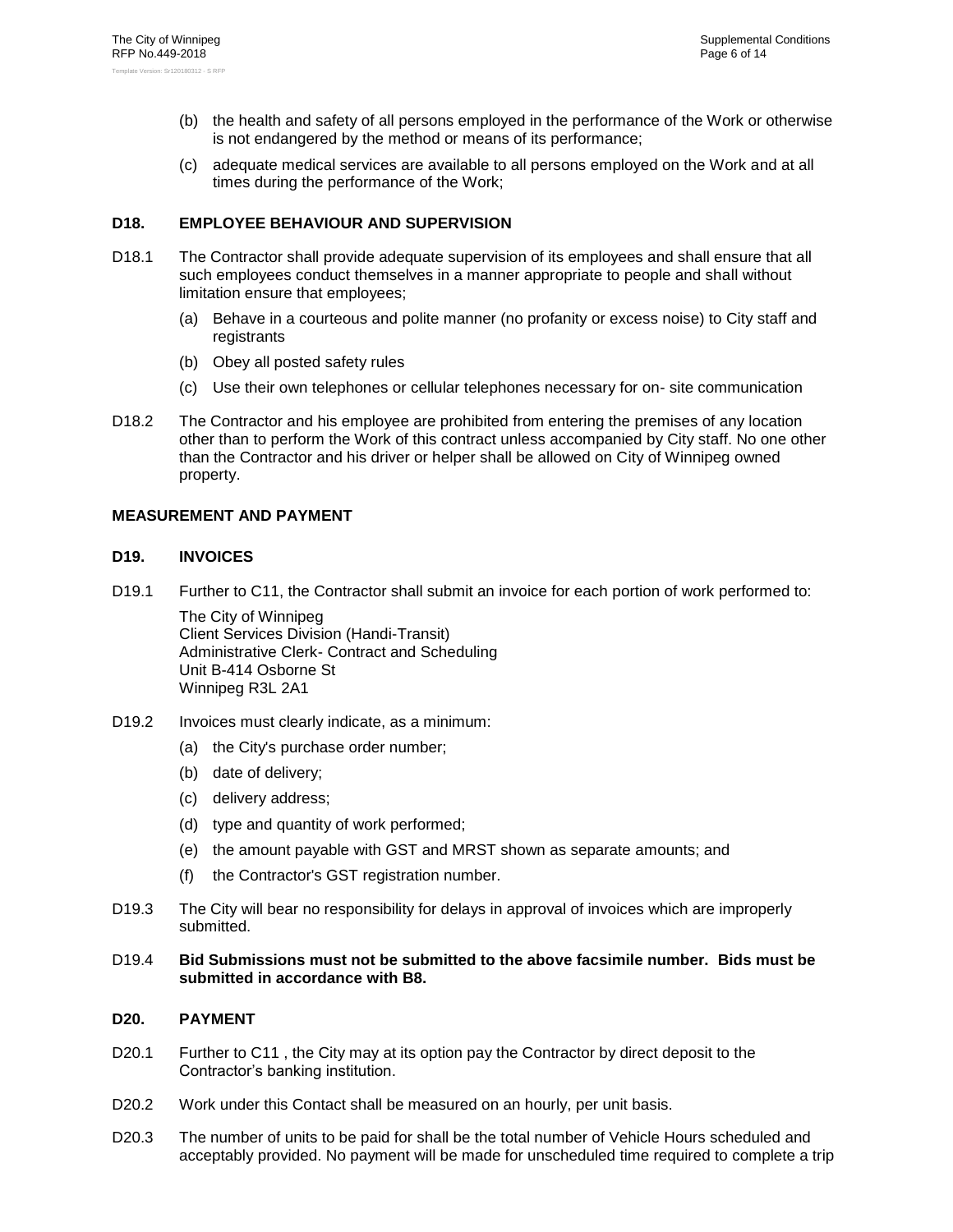(b) the health and safety of all persons employed in the performance of the Work or otherwise is not endangered by the method or means of its performance;

(c) adequate medical services are available to all persons employed on the Work and at all times during the performance of the Work;

### D18. EMPLOYEE BEHAVIOUR AND SUPERVISION

D18.1 The Contractor shall provide adequate supervision of its employees and shall ensure that all such employees conduct themselves in a manner appropriate to people and shall without limitation ensure that employees;

(a) Behave in a courteous and polite manner (no profanity or excess noise) to City staff and registrants

(b) Obey all posted safety rules

(c) Use their own telephones or cellular telephones necessary for on- site communication

D18.2 The Contractor and his employee are prohibited from entering the premises of any location other than to perform the Work of this contract unless accompanied by City staff. No one other than the Contractor and his driver or helper shall be allowed on City of Winnipeg owned property.

## MEASUREMENT AND PAYMENT

### D19. INVOICES

D19.1 Further to C11, the Contractor shall submit an invoice for each portion of work performed to:

The City of Winnipeg
Client Services Division (Handi-Transit)
Administrative Clerk- Contract and Scheduling
Unit B-414 Osborne St
Winnipeg R3L 2A1

D19.2 Invoices must clearly indicate, as a minimum:

(a) the City's purchase order number;

(b) date of delivery;

(c) delivery address;

(d) type and quantity of work performed;

(e) the amount payable with GST and MRST shown as separate amounts; and

(f) the Contractor's GST registration number.

D19.3 The City will bear no responsibility for delays in approval of invoices which are improperly submitted.

D19.4 **Bid Submissions must not be submitted to the above facsimile number. Bids must be submitted in accordance with B8.**

### D20. PAYMENT

D20.1 Further to C11 , the City may at its option pay the Contractor by direct deposit to the Contractor's banking institution.

D20.2 Work under this Contact shall be measured on an hourly, per unit basis.

D20.3 The number of units to be paid for shall be the total number of Vehicle Hours scheduled and acceptably provided. No payment will be made for unscheduled time required to complete a trip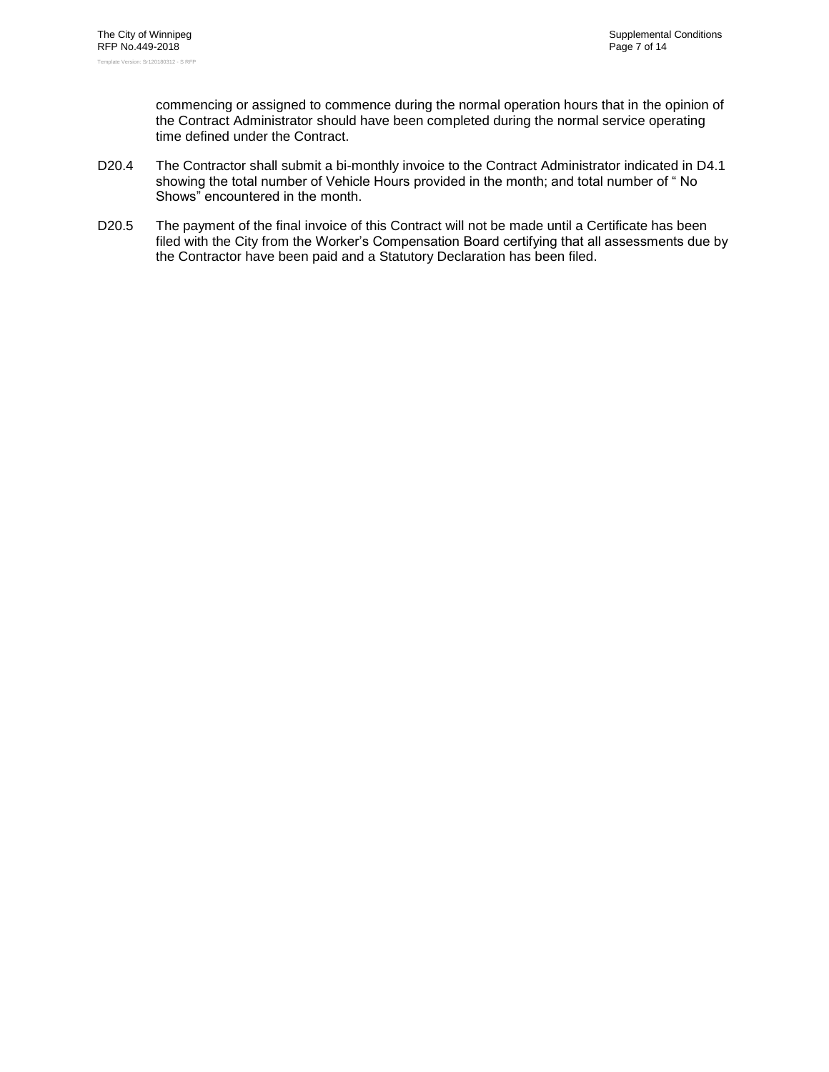commencing or assigned to commence during the normal operation hours that in the opinion of the Contract Administrator should have been completed during the normal service operating time defined under the Contract.

D20.4 The Contractor shall submit a bi-monthly invoice to the Contract Administrator indicated in D4.1 showing the total number of Vehicle Hours provided in the month; and total number of " No Shows" encountered in the month.

D20.5 The payment of the final invoice of this Contract will not be made until a Certificate has been filed with the City from the Worker's Compensation Board certifying that all assessments due by the Contractor have been paid and a Statutory Declaration has been filed.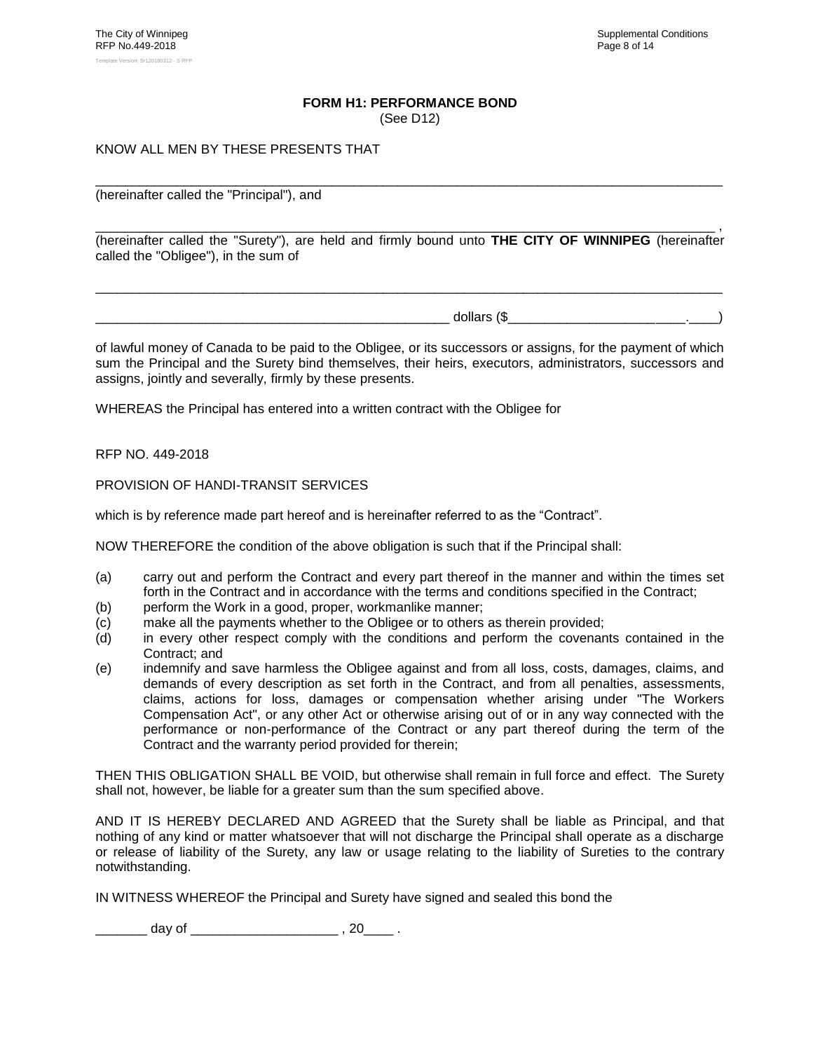**FORM H1: PERFORMANCE BOND**
(See D12)

KNOW ALL MEN BY THESE PRESENTS THAT

_______________________________________________________________________________________

(hereinafter called the "Principal"), and

_______________________________________________________________________________________ ,

(hereinafter called the "Surety"), are held and firmly bound unto **THE CITY OF WINNIPEG** (hereinafter called the "Obligee"), in the sum of

_______________________________________________________________________________________

_______________________________________________ dollars ($______________________.____)

of lawful money of Canada to be paid to the Obligee, or its successors or assigns, for the payment of which sum the Principal and the Surety bind themselves, their heirs, executors, administrators, successors and assigns, jointly and severally, firmly by these presents.

WHEREAS the Principal has entered into a written contract with the Obligee for

RFP NO. 449-2018

PROVISION OF HANDI-TRANSIT SERVICES

which is by reference made part hereof and is hereinafter referred to as the "Contract".

NOW THEREFORE the condition of the above obligation is such that if the Principal shall:

(a) carry out and perform the Contract and every part thereof in the manner and within the times set forth in the Contract and in accordance with the terms and conditions specified in the Contract;
(b) perform the Work in a good, proper, workmanlike manner;
(c) make all the payments whether to the Obligee or to others as therein provided;
(d) in every other respect comply with the conditions and perform the covenants contained in the Contract; and
(e) indemnify and save harmless the Obligee against and from all loss, costs, damages, claims, and demands of every description as set forth in the Contract, and from all penalties, assessments, claims, actions for loss, damages or compensation whether arising under "The Workers Compensation Act", or any other Act or otherwise arising out of or in any way connected with the performance or non-performance of the Contract or any part thereof during the term of the Contract and the warranty period provided for therein;

THEN THIS OBLIGATION SHALL BE VOID, but otherwise shall remain in full force and effect. The Surety shall not, however, be liable for a greater sum than the sum specified above.

AND IT IS HEREBY DECLARED AND AGREED that the Surety shall be liable as Principal, and that nothing of any kind or matter whatsoever that will not discharge the Principal shall operate as a discharge or release of liability of the Surety, any law or usage relating to the liability of Sureties to the contrary notwithstanding.

IN WITNESS WHEREOF the Principal and Surety have signed and sealed this bond the

_______ day of ___________________ , 20____ .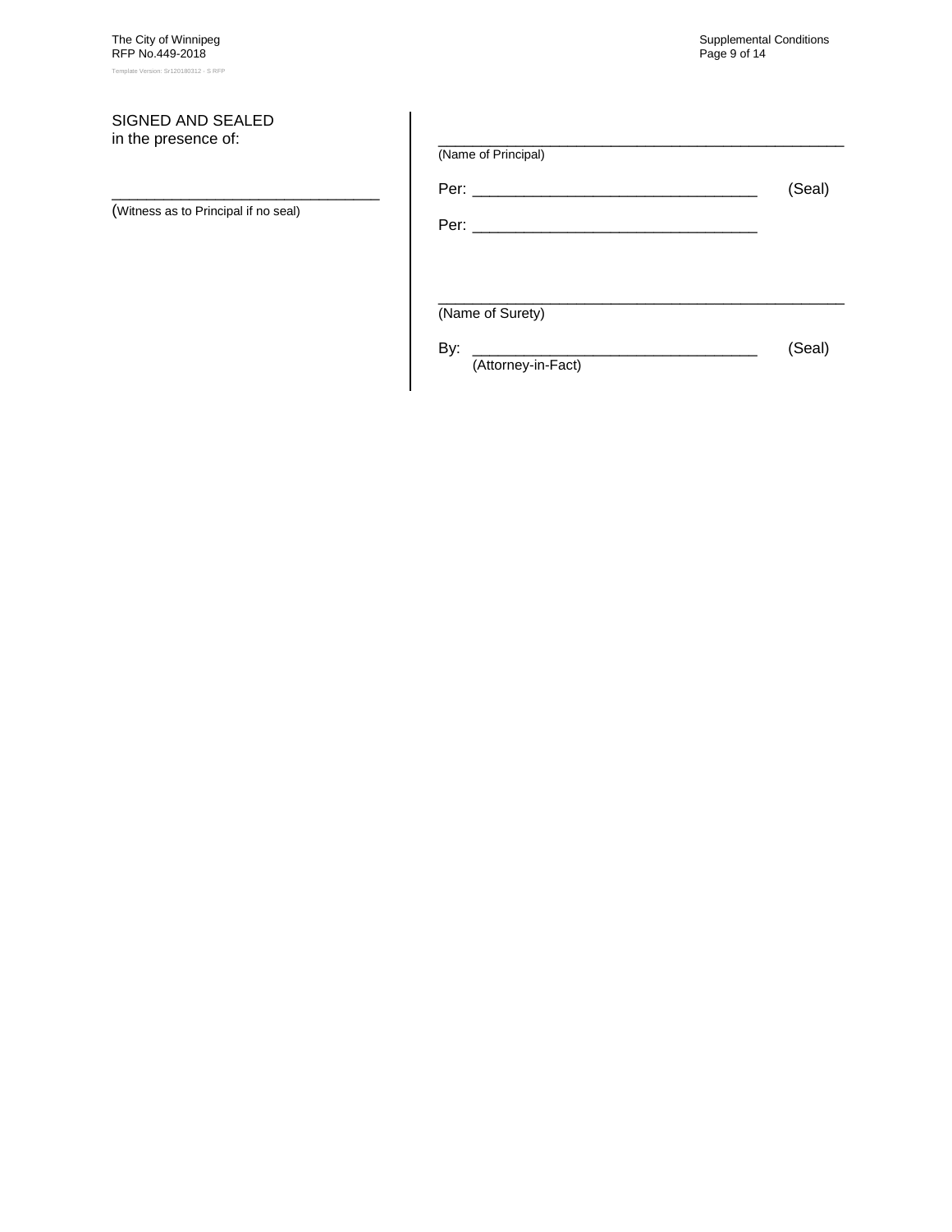SIGNED AND SEALED
in the presence of:

_________________________________
(Witness as to Principal if no seal)

__________________________________________________
(Name of Principal)

Per: ___________________________________ (Seal)

Per: ___________________________________

__________________________________________________
(Name of Surety)

By: ___________________________________ (Seal)
(Attorney-in-Fact)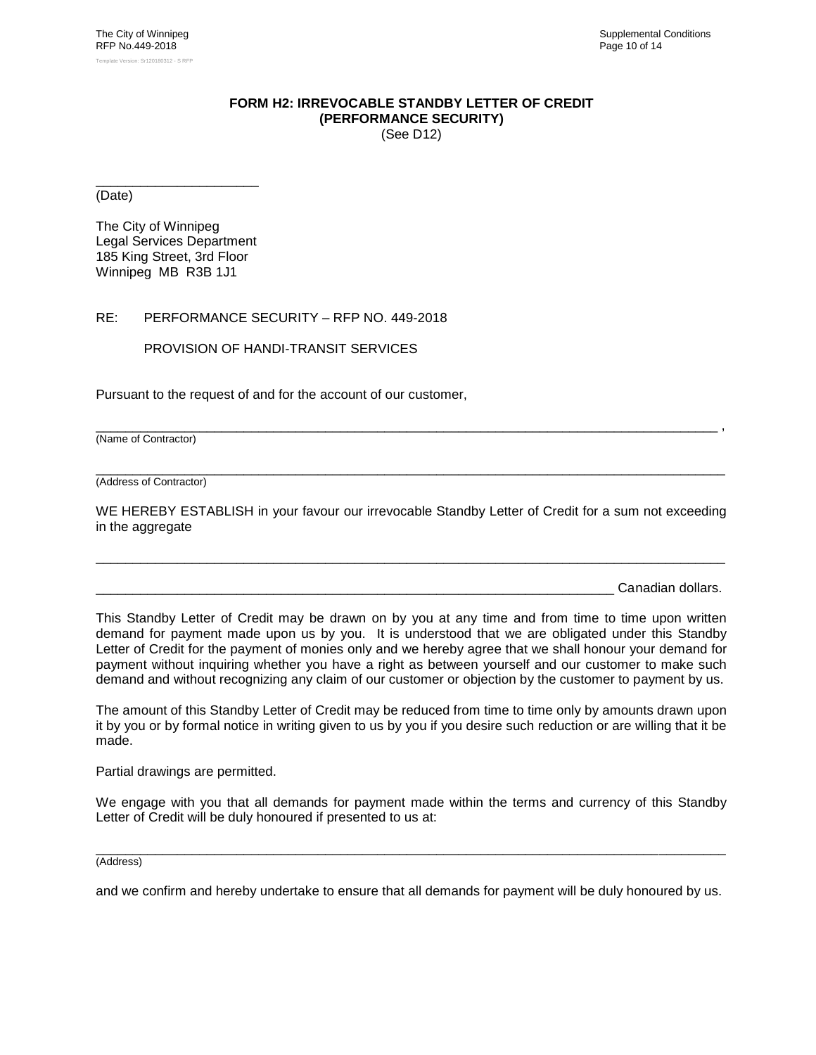# FORM H2: IRREVOCABLE STANDBY LETTER OF CREDIT
## (PERFORMANCE SECURITY)

(See D12)

______________________
(Date)

The City of Winnipeg
Legal Services Department
185 King Street, 3rd Floor
Winnipeg MB R3B 1J1

RE: PERFORMANCE SECURITY – RFP NO. 449-2018

PROVISION OF HANDI-TRANSIT SERVICES

Pursuant to the request of and for the account of our customer,

________________________________________________________________________________ ,
(Name of Contractor)

________________________________________________________________________________
(Address of Contractor)

WE HEREBY ESTABLISH in your favour our irrevocable Standby Letter of Credit for a sum not exceeding in the aggregate

________________________________________________________________________________

__________________________________________________________________ Canadian dollars.

This Standby Letter of Credit may be drawn on by you at any time and from time to time upon written demand for payment made upon us by you. It is understood that we are obligated under this Standby Letter of Credit for the payment of monies only and we hereby agree that we shall honour your demand for payment without inquiring whether you have a right as between yourself and our customer to make such demand and without recognizing any claim of our customer or objection by the customer to payment by us.

The amount of this Standby Letter of Credit may be reduced from time to time only by amounts drawn upon it by you or by formal notice in writing given to us by you if you desire such reduction or are willing that it be made.

Partial drawings are permitted.

We engage with you that all demands for payment made within the terms and currency of this Standby Letter of Credit will be duly honoured if presented to us at:

________________________________________________________________________________
(Address)

and we confirm and hereby undertake to ensure that all demands for payment will be duly honoured by us.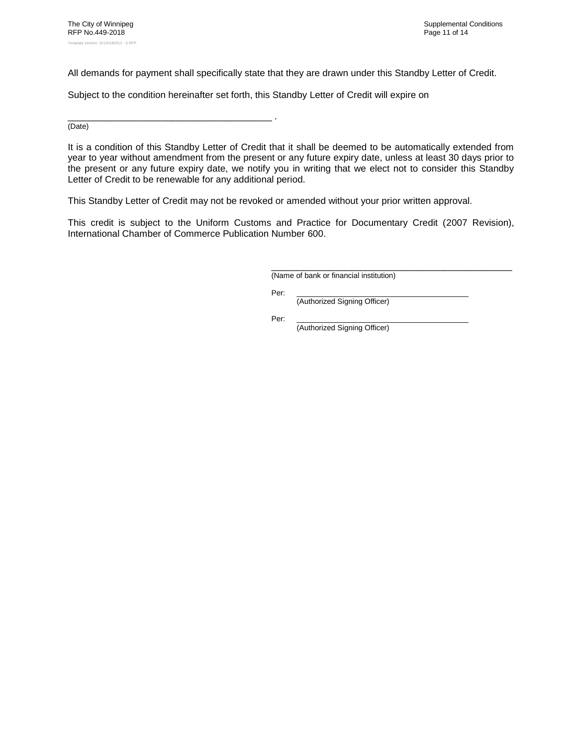All demands for payment shall specifically state that they are drawn under this Standby Letter of Credit.

Subject to the condition hereinafter set forth, this Standby Letter of Credit will expire on

_________________________________________ .
(Date)

It is a condition of this Standby Letter of Credit that it shall be deemed to be automatically extended from year to year without amendment from the present or any future expiry date, unless at least 30 days prior to the present or any future expiry date, we notify you in writing that we elect not to consider this Standby Letter of Credit to be renewable for any additional period.

This Standby Letter of Credit may not be revoked or amended without your prior written approval.

This credit is subject to the Uniform Customs and Practice for Documentary Credit (2007 Revision), International Chamber of Commerce Publication Number 600.

_________________________________________________
(Name of bank or financial institution)

Per: _________________________________________
(Authorized Signing Officer)

Per: _________________________________________
(Authorized Signing Officer)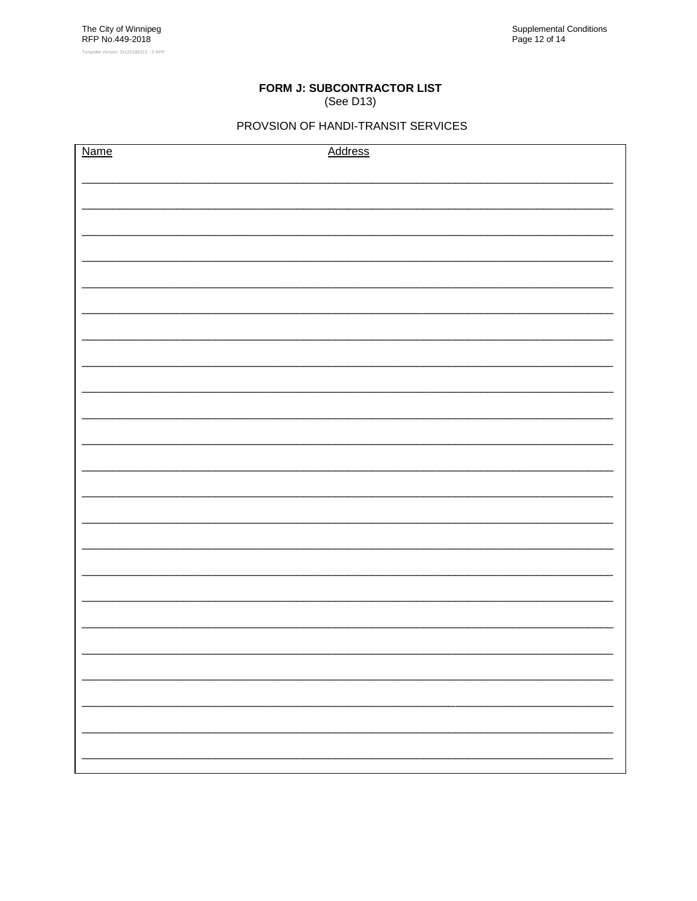**FORM J: SUBCONTRACTOR LIST**
(See D13)

PROVSION OF HANDI-TRANSIT SERVICES

| Name | Address |
| --- | --- |
| | |
| | |
| | |
| | |
| | |
| | |
| | |
| | |
| | |
| | |
| | |
| | |
| | |
| | |
| | |
| | |
| | |
| | |
| | |
| | |
| | |
| | |
| | |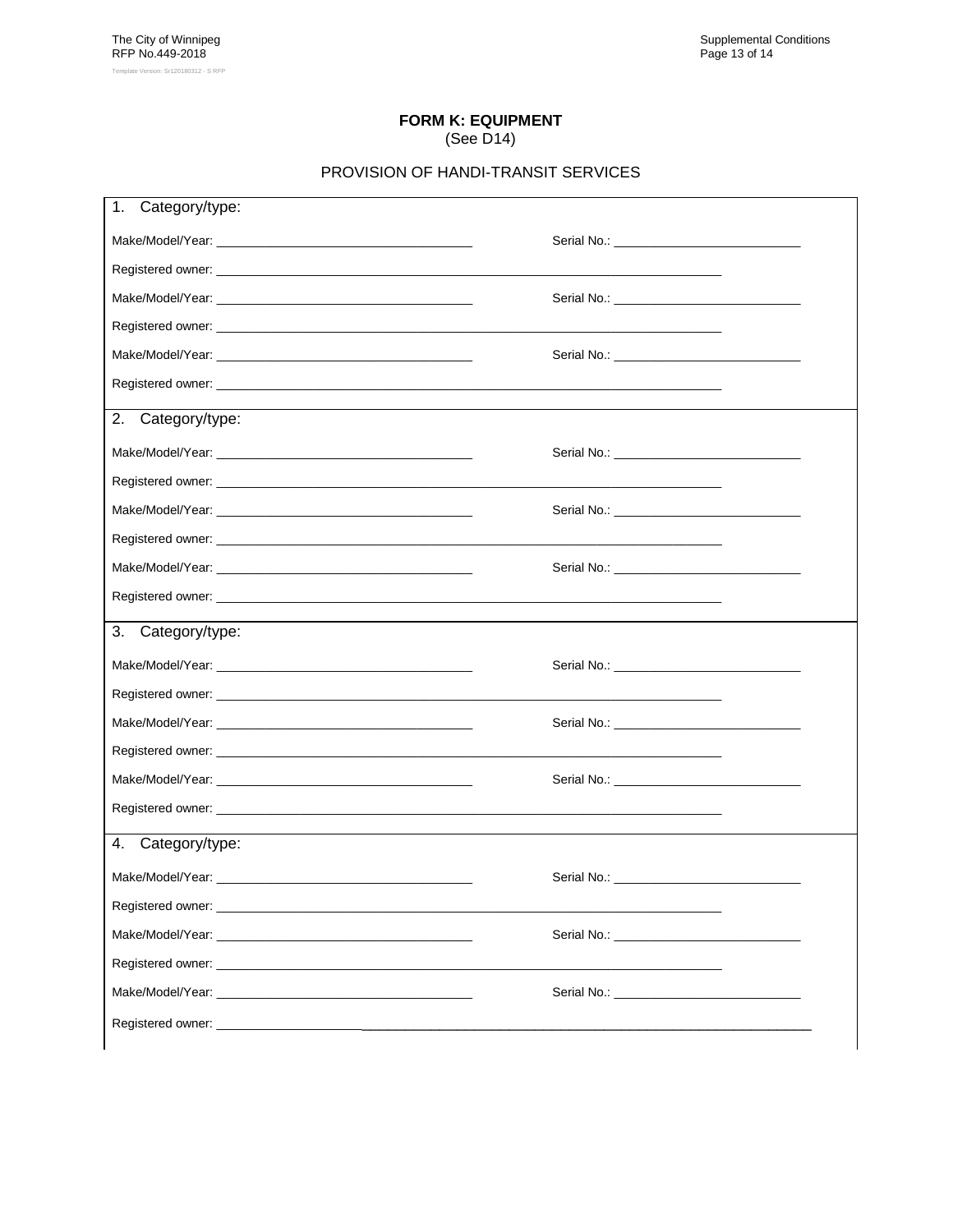**FORM K: EQUIPMENT**
(See D14)

PROVISION OF HANDI-TRANSIT SERVICES

1. Category/type:

Make/Model/Year: ____________________________ Serial No.: ________________________

Registered owner: ____________________________________________________________

Make/Model/Year: ____________________________ Serial No.: ________________________

Registered owner: ____________________________________________________________

Make/Model/Year: ____________________________ Serial No.: ________________________

Registered owner: ____________________________________________________________

2. Category/type:

Make/Model/Year: ____________________________ Serial No.: ________________________

Registered owner: ____________________________________________________________

Make/Model/Year: ____________________________ Serial No.: ________________________

Registered owner: ____________________________________________________________

Make/Model/Year: ____________________________ Serial No.: ________________________

Registered owner: ____________________________________________________________

3. Category/type:

Make/Model/Year: ____________________________ Serial No.: ________________________

Registered owner: ____________________________________________________________

Make/Model/Year: ____________________________ Serial No.: ________________________

Registered owner: ____________________________________________________________

Make/Model/Year: ____________________________ Serial No.: ________________________

Registered owner: ____________________________________________________________

4. Category/type:

Make/Model/Year: ____________________________ Serial No.: ________________________

Registered owner: ____________________________________________________________

Make/Model/Year: ____________________________ Serial No.: ________________________

Registered owner: ____________________________________________________________

Make/Model/Year: ____________________________ Serial No.: ________________________

Registered owner: ____________________________________________________________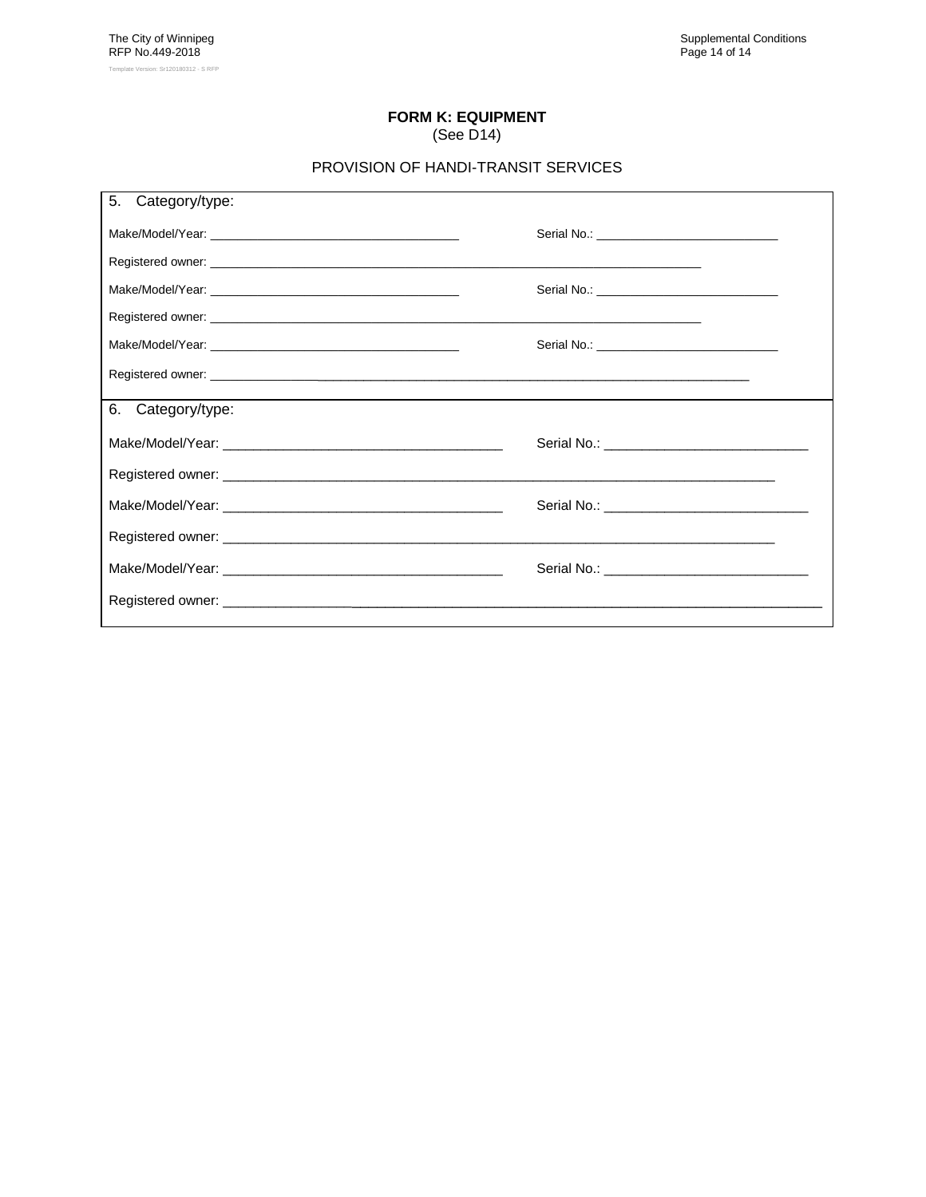**FORM K: EQUIPMENT**
(See D14)

PROVISION OF HANDI-TRANSIT SERVICES

5. Category/type:

Make/Model/Year: ____________________________________ Serial No.: ___________________________

Registered owner: ______________________________________________________________________________

Make/Model/Year: ____________________________________ Serial No.: ___________________________

Registered owner: ______________________________________________________________________________

Make/Model/Year: ____________________________________ Serial No.: ___________________________

Registered owner: ______________________________________________________________________________

6. Category/type:

Make/Model/Year: ____________________________________ Serial No.: ___________________________

Registered owner: ______________________________________________________________________________

Make/Model/Year: ____________________________________ Serial No.: ___________________________

Registered owner: ______________________________________________________________________________

Make/Model/Year: ____________________________________ Serial No.: ___________________________

Registered owner: ______________________________________________________________________________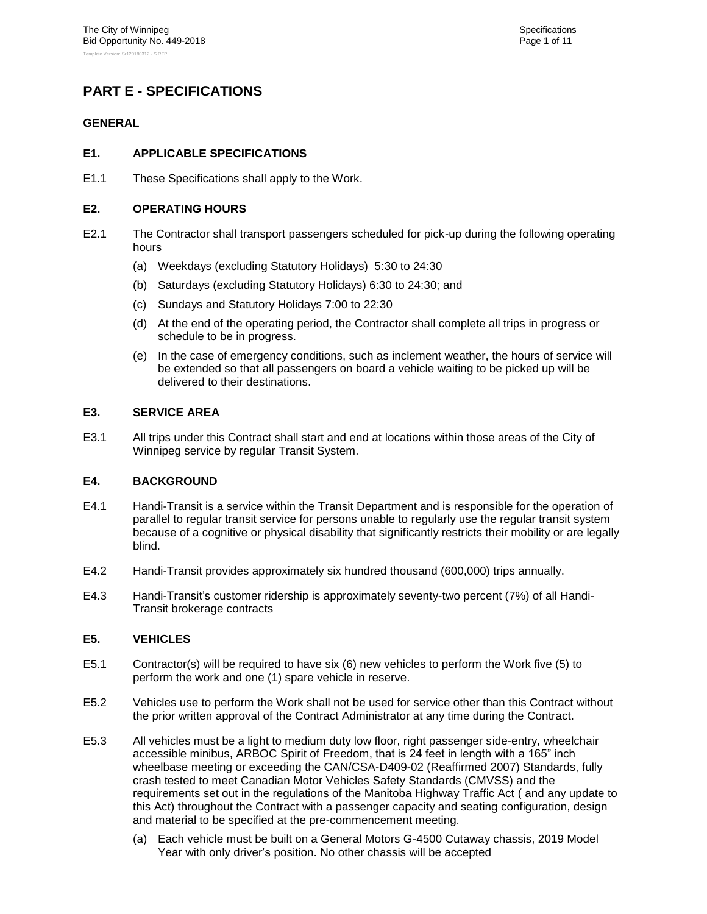# PART E - SPECIFICATIONS

## GENERAL

### E1. APPLICABLE SPECIFICATIONS

E1.1 These Specifications shall apply to the Work.

### E2. OPERATING HOURS

E2.1 The Contractor shall transport passengers scheduled for pick-up during the following operating hours

- (a) Weekdays (excluding Statutory Holidays) 5:30 to 24:30
- (b) Saturdays (excluding Statutory Holidays) 6:30 to 24:30; and
- (c) Sundays and Statutory Holidays 7:00 to 22:30
- (d) At the end of the operating period, the Contractor shall complete all trips in progress or schedule to be in progress.
- (e) In the case of emergency conditions, such as inclement weather, the hours of service will be extended so that all passengers on board a vehicle waiting to be picked up will be delivered to their destinations.

### E3. SERVICE AREA

E3.1 All trips under this Contract shall start and end at locations within those areas of the City of Winnipeg service by regular Transit System.

### E4. BACKGROUND

E4.1 Handi-Transit is a service within the Transit Department and is responsible for the operation of parallel to regular transit service for persons unable to regularly use the regular transit system because of a cognitive or physical disability that significantly restricts their mobility or are legally blind.

E4.2 Handi-Transit provides approximately six hundred thousand (600,000) trips annually.

E4.3 Handi-Transit's customer ridership is approximately seventy-two percent (7%) of all Handi-Transit brokerage contracts

### E5. VEHICLES

E5.1 Contractor(s) will be required to have six (6) new vehicles to perform the Work five (5) to perform the work and one (1) spare vehicle in reserve.

E5.2 Vehicles use to perform the Work shall not be used for service other than this Contract without the prior written approval of the Contract Administrator at any time during the Contract.

E5.3 All vehicles must be a light to medium duty low floor, right passenger side-entry, wheelchair accessible minibus, ARBOC Spirit of Freedom, that is 24 feet in length with a 165" inch wheelbase meeting or exceeding the CAN/CSA-D409-02 (Reaffirmed 2007) Standards, fully crash tested to meet Canadian Motor Vehicles Safety Standards (CMVSS) and the requirements set out in the regulations of the Manitoba Highway Traffic Act ( and any update to this Act) throughout the Contract with a passenger capacity and seating configuration, design and material to be specified at the pre-commencement meeting.

- (a) Each vehicle must be built on a General Motors G-4500 Cutaway chassis, 2019 Model Year with only driver's position. No other chassis will be accepted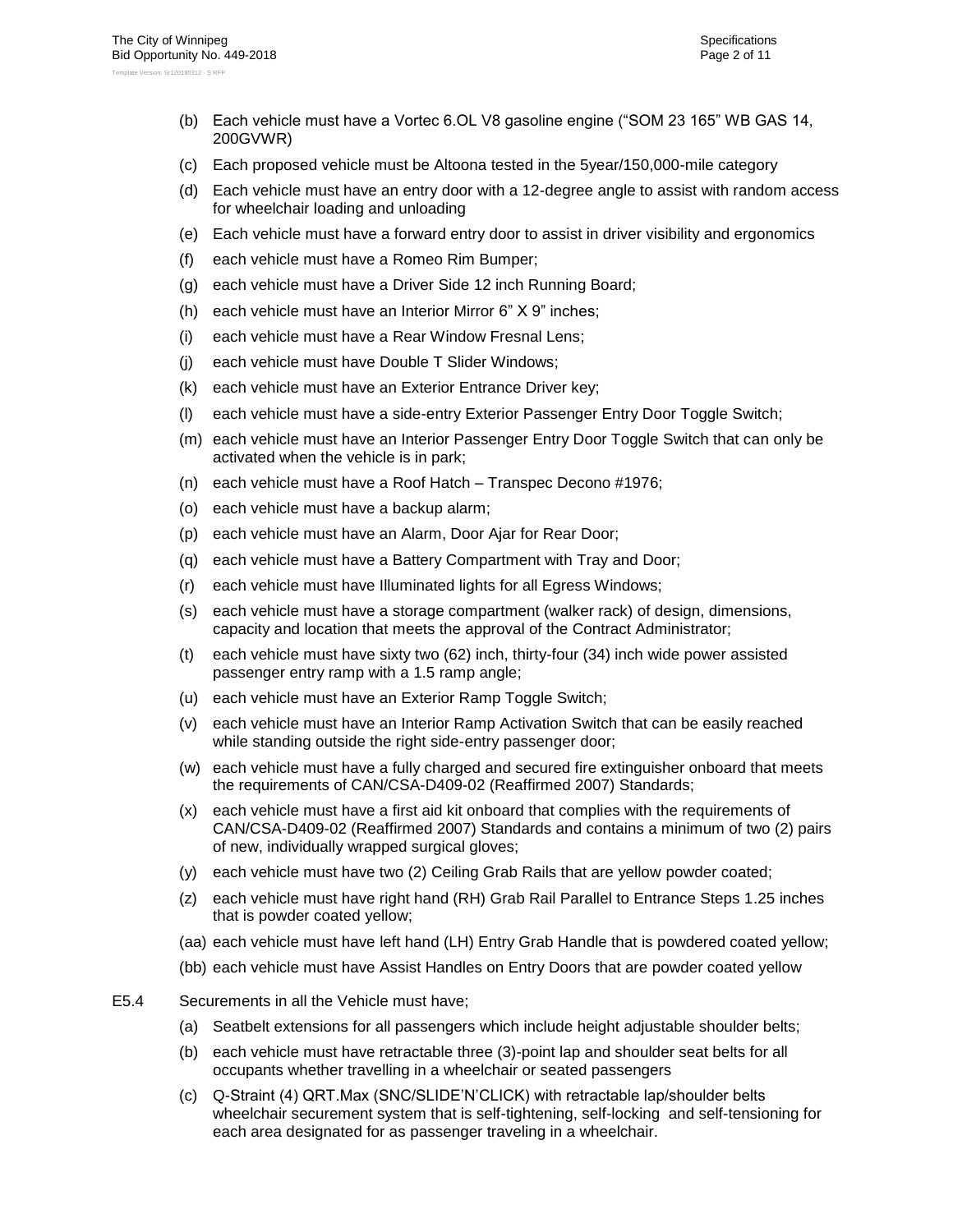(b) Each vehicle must have a Vortec 6.OL V8 gasoline engine ("SOM 23 165" WB GAS 14, 200GVWR)

(c) Each proposed vehicle must be Altoona tested in the 5year/150,000-mile category

(d) Each vehicle must have an entry door with a 12-degree angle to assist with random access for wheelchair loading and unloading

(e) Each vehicle must have a forward entry door to assist in driver visibility and ergonomics

(f) each vehicle must have a Romeo Rim Bumper;

(g) each vehicle must have a Driver Side 12 inch Running Board;

(h) each vehicle must have an Interior Mirror 6" X 9" inches;

(i) each vehicle must have a Rear Window Fresnal Lens;

(j) each vehicle must have Double T Slider Windows;

(k) each vehicle must have an Exterior Entrance Driver key;

(l) each vehicle must have a side-entry Exterior Passenger Entry Door Toggle Switch;

(m) each vehicle must have an Interior Passenger Entry Door Toggle Switch that can only be activated when the vehicle is in park;

(n) each vehicle must have a Roof Hatch – Transpec Decono #1976;

(o) each vehicle must have a backup alarm;

(p) each vehicle must have an Alarm, Door Ajar for Rear Door;

(q) each vehicle must have a Battery Compartment with Tray and Door;

(r) each vehicle must have Illuminated lights for all Egress Windows;

(s) each vehicle must have a storage compartment (walker rack) of design, dimensions, capacity and location that meets the approval of the Contract Administrator;

(t) each vehicle must have sixty two (62) inch, thirty-four (34) inch wide power assisted passenger entry ramp with a 1.5 ramp angle;

(u) each vehicle must have an Exterior Ramp Toggle Switch;

(v) each vehicle must have an Interior Ramp Activation Switch that can be easily reached while standing outside the right side-entry passenger door;

(w) each vehicle must have a fully charged and secured fire extinguisher onboard that meets the requirements of CAN/CSA-D409-02 (Reaffirmed 2007) Standards;

(x) each vehicle must have a first aid kit onboard that complies with the requirements of CAN/CSA-D409-02 (Reaffirmed 2007) Standards and contains a minimum of two (2) pairs of new, individually wrapped surgical gloves;

(y) each vehicle must have two (2) Ceiling Grab Rails that are yellow powder coated;

(z) each vehicle must have right hand (RH) Grab Rail Parallel to Entrance Steps 1.25 inches that is powder coated yellow;

(aa) each vehicle must have left hand (LH) Entry Grab Handle that is powdered coated yellow;

(bb) each vehicle must have Assist Handles on Entry Doors that are powder coated yellow

E5.4 Securements in all the Vehicle must have;

(a) Seatbelt extensions for all passengers which include height adjustable shoulder belts;

(b) each vehicle must have retractable three (3)-point lap and shoulder seat belts for all occupants whether travelling in a wheelchair or seated passengers

(c) Q-Straint (4) QRT.Max (SNC/SLIDE'N'CLICK) with retractable lap/shoulder belts wheelchair securement system that is self-tightening, self-locking and self-tensioning for each area designated for as passenger traveling in a wheelchair.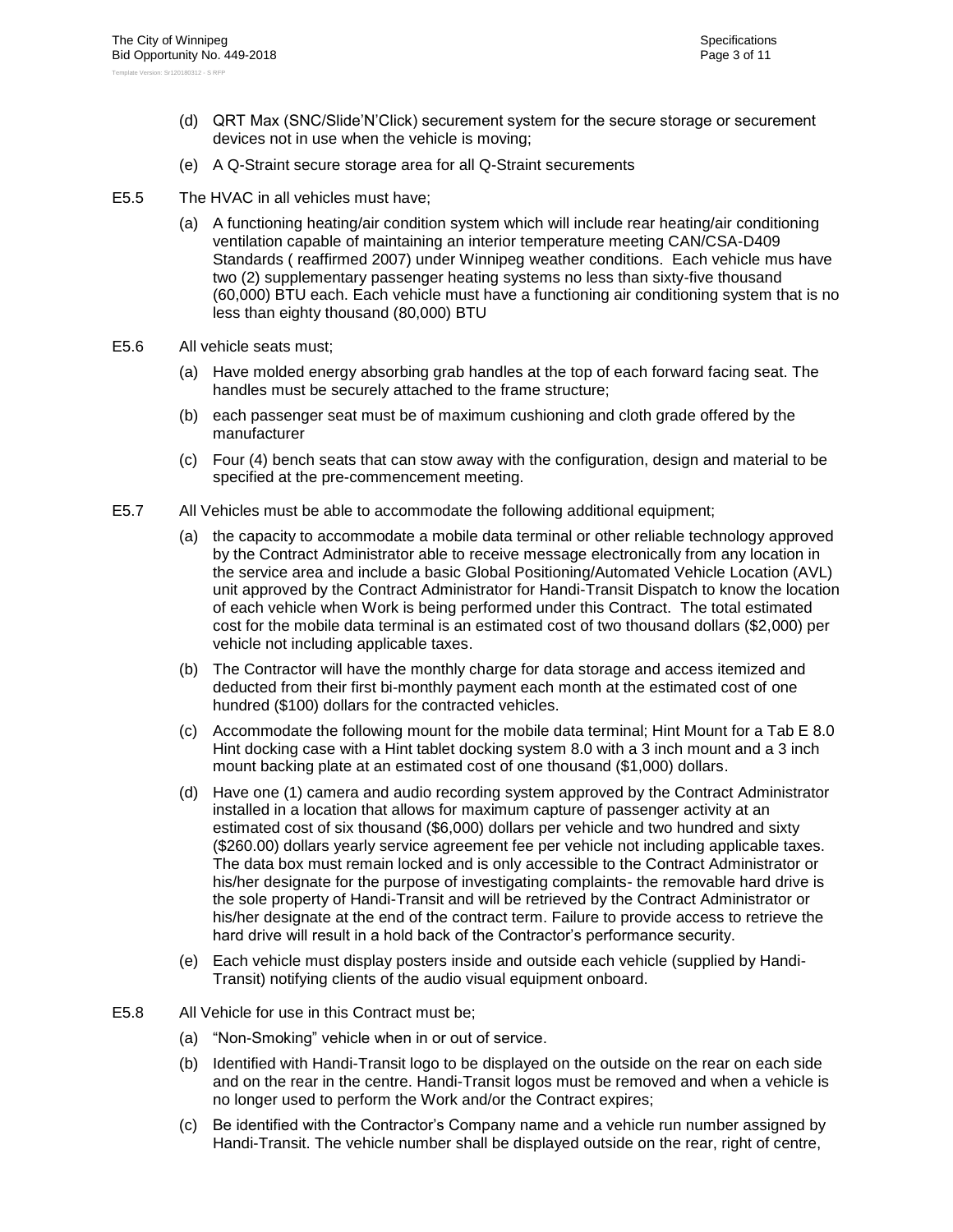(d) QRT Max (SNC/Slide'N'Click) securement system for the secure storage or securement devices not in use when the vehicle is moving;

(e) A Q-Straint secure storage area for all Q-Straint securements

E5.5 The HVAC in all vehicles must have;

(a) A functioning heating/air condition system which will include rear heating/air conditioning ventilation capable of maintaining an interior temperature meeting CAN/CSA-D409 Standards ( reaffirmed 2007) under Winnipeg weather conditions. Each vehicle mus have two (2) supplementary passenger heating systems no less than sixty-five thousand (60,000) BTU each. Each vehicle must have a functioning air conditioning system that is no less than eighty thousand (80,000) BTU

E5.6 All vehicle seats must;

(a) Have molded energy absorbing grab handles at the top of each forward facing seat. The handles must be securely attached to the frame structure;

(b) each passenger seat must be of maximum cushioning and cloth grade offered by the manufacturer

(c) Four (4) bench seats that can stow away with the configuration, design and material to be specified at the pre-commencement meeting.

E5.7 All Vehicles must be able to accommodate the following additional equipment;

(a) the capacity to accommodate a mobile data terminal or other reliable technology approved by the Contract Administrator able to receive message electronically from any location in the service area and include a basic Global Positioning/Automated Vehicle Location (AVL) unit approved by the Contract Administrator for Handi-Transit Dispatch to know the location of each vehicle when Work is being performed under this Contract. The total estimated cost for the mobile data terminal is an estimated cost of two thousand dollars ($2,000) per vehicle not including applicable taxes.

(b) The Contractor will have the monthly charge for data storage and access itemized and deducted from their first bi-monthly payment each month at the estimated cost of one hundred ($100) dollars for the contracted vehicles.

(c) Accommodate the following mount for the mobile data terminal; Hint Mount for a Tab E 8.0 Hint docking case with a Hint tablet docking system 8.0 with a 3 inch mount and a 3 inch mount backing plate at an estimated cost of one thousand ($1,000) dollars.

(d) Have one (1) camera and audio recording system approved by the Contract Administrator installed in a location that allows for maximum capture of passenger activity at an estimated cost of six thousand ($6,000) dollars per vehicle and two hundred and sixty ($260.00) dollars yearly service agreement fee per vehicle not including applicable taxes. The data box must remain locked and is only accessible to the Contract Administrator or his/her designate for the purpose of investigating complaints- the removable hard drive is the sole property of Handi-Transit and will be retrieved by the Contract Administrator or his/her designate at the end of the contract term. Failure to provide access to retrieve the hard drive will result in a hold back of the Contractor's performance security.

(e) Each vehicle must display posters inside and outside each vehicle (supplied by Handi-Transit) notifying clients of the audio visual equipment onboard.

E5.8 All Vehicle for use in this Contract must be;

(a) "Non-Smoking" vehicle when in or out of service.

(b) Identified with Handi-Transit logo to be displayed on the outside on the rear on each side and on the rear in the centre. Handi-Transit logos must be removed and when a vehicle is no longer used to perform the Work and/or the Contract expires;

(c) Be identified with the Contractor's Company name and a vehicle run number assigned by Handi-Transit. The vehicle number shall be displayed outside on the rear, right of centre,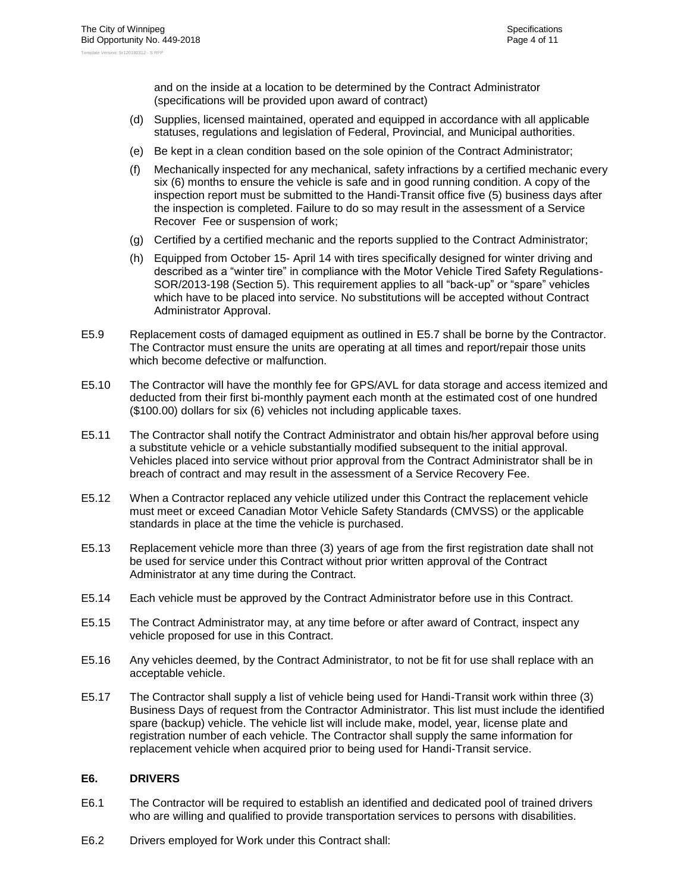and on the inside at a location to be determined by the Contract Administrator (specifications will be provided upon award of contract)

(d) Supplies, licensed maintained, operated and equipped in accordance with all applicable statuses, regulations and legislation of Federal, Provincial, and Municipal authorities.

(e) Be kept in a clean condition based on the sole opinion of the Contract Administrator;

(f) Mechanically inspected for any mechanical, safety infractions by a certified mechanic every six (6) months to ensure the vehicle is safe and in good running condition. A copy of the inspection report must be submitted to the Handi-Transit office five (5) business days after the inspection is completed. Failure to do so may result in the assessment of a Service Recover Fee or suspension of work;

(g) Certified by a certified mechanic and the reports supplied to the Contract Administrator;

(h) Equipped from October 15- April 14 with tires specifically designed for winter driving and described as a "winter tire" in compliance with the Motor Vehicle Tired Safety Regulations-SOR/2013-198 (Section 5). This requirement applies to all "back-up" or "spare" vehicles which have to be placed into service. No substitutions will be accepted without Contract Administrator Approval.

E5.9 Replacement costs of damaged equipment as outlined in E5.7 shall be borne by the Contractor. The Contractor must ensure the units are operating at all times and report/repair those units which become defective or malfunction.

E5.10 The Contractor will have the monthly fee for GPS/AVL for data storage and access itemized and deducted from their first bi-monthly payment each month at the estimated cost of one hundred ($100.00) dollars for six (6) vehicles not including applicable taxes.

E5.11 The Contractor shall notify the Contract Administrator and obtain his/her approval before using a substitute vehicle or a vehicle substantially modified subsequent to the initial approval. Vehicles placed into service without prior approval from the Contract Administrator shall be in breach of contract and may result in the assessment of a Service Recovery Fee.

E5.12 When a Contractor replaced any vehicle utilized under this Contract the replacement vehicle must meet or exceed Canadian Motor Vehicle Safety Standards (CMVSS) or the applicable standards in place at the time the vehicle is purchased.

E5.13 Replacement vehicle more than three (3) years of age from the first registration date shall not be used for service under this Contract without prior written approval of the Contract Administrator at any time during the Contract.

E5.14 Each vehicle must be approved by the Contract Administrator before use in this Contract.

E5.15 The Contract Administrator may, at any time before or after award of Contract, inspect any vehicle proposed for use in this Contract.

E5.16 Any vehicles deemed, by the Contract Administrator, to not be fit for use shall replace with an acceptable vehicle.

E5.17 The Contractor shall supply a list of vehicle being used for Handi-Transit work within three (3) Business Days of request from the Contractor Administrator. This list must include the identified spare (backup) vehicle. The vehicle list will include make, model, year, license plate and registration number of each vehicle. The Contractor shall supply the same information for replacement vehicle when acquired prior to being used for Handi-Transit service.

## E6. DRIVERS

E6.1 The Contractor will be required to establish an identified and dedicated pool of trained drivers who are willing and qualified to provide transportation services to persons with disabilities.

E6.2 Drivers employed for Work under this Contract shall: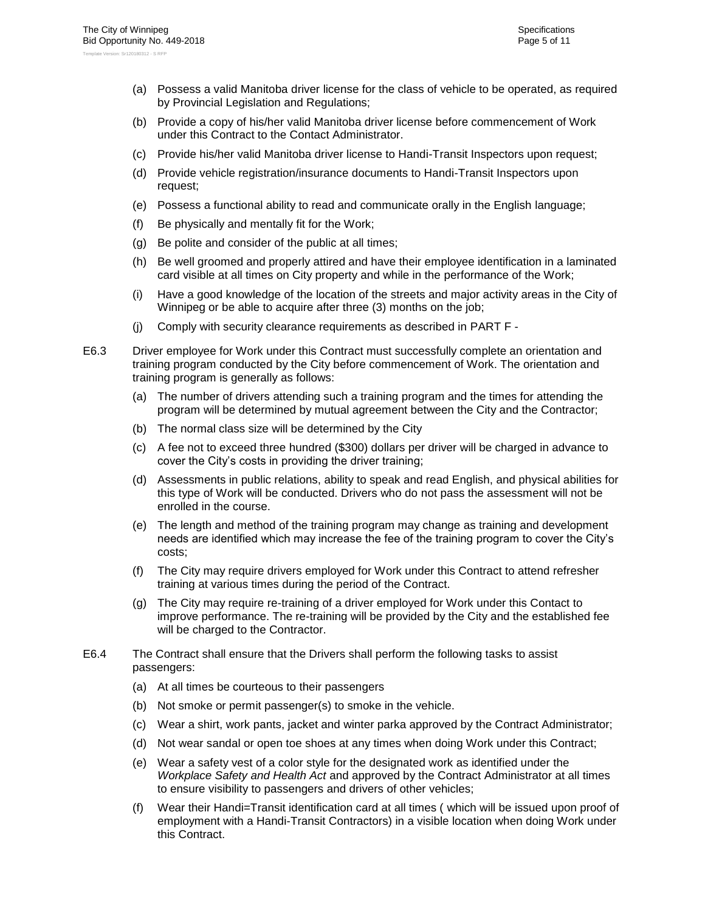(a) Possess a valid Manitoba driver license for the class of vehicle to be operated, as required by Provincial Legislation and Regulations;

(b) Provide a copy of his/her valid Manitoba driver license before commencement of Work under this Contract to the Contact Administrator.

(c) Provide his/her valid Manitoba driver license to Handi-Transit Inspectors upon request;

(d) Provide vehicle registration/insurance documents to Handi-Transit Inspectors upon request;

(e) Possess a functional ability to read and communicate orally in the English language;

(f) Be physically and mentally fit for the Work;

(g) Be polite and consider of the public at all times;

(h) Be well groomed and properly attired and have their employee identification in a laminated card visible at all times on City property and while in the performance of the Work;

(i) Have a good knowledge of the location of the streets and major activity areas in the City of Winnipeg or be able to acquire after three (3) months on the job;

(j) Comply with security clearance requirements as described in PART F -

E6.3 Driver employee for Work under this Contract must successfully complete an orientation and training program conducted by the City before commencement of Work. The orientation and training program is generally as follows:

(a) The number of drivers attending such a training program and the times for attending the program will be determined by mutual agreement between the City and the Contractor;

(b) The normal class size will be determined by the City

(c) A fee not to exceed three hundred ($300) dollars per driver will be charged in advance to cover the City's costs in providing the driver training;

(d) Assessments in public relations, ability to speak and read English, and physical abilities for this type of Work will be conducted. Drivers who do not pass the assessment will not be enrolled in the course.

(e) The length and method of the training program may change as training and development needs are identified which may increase the fee of the training program to cover the City's costs;

(f) The City may require drivers employed for Work under this Contract to attend refresher training at various times during the period of the Contract.

(g) The City may require re-training of a driver employed for Work under this Contact to improve performance. The re-training will be provided by the City and the established fee will be charged to the Contractor.

E6.4 The Contract shall ensure that the Drivers shall perform the following tasks to assist passengers:

(a) At all times be courteous to their passengers

(b) Not smoke or permit passenger(s) to smoke in the vehicle.

(c) Wear a shirt, work pants, jacket and winter parka approved by the Contract Administrator;

(d) Not wear sandal or open toe shoes at any times when doing Work under this Contract;

(e) Wear a safety vest of a color style for the designated work as identified under the *Workplace Safety and Health Act* and approved by the Contract Administrator at all times to ensure visibility to passengers and drivers of other vehicles;

(f) Wear their Handi=Transit identification card at all times ( which will be issued upon proof of employment with a Handi-Transit Contractors) in a visible location when doing Work under this Contract.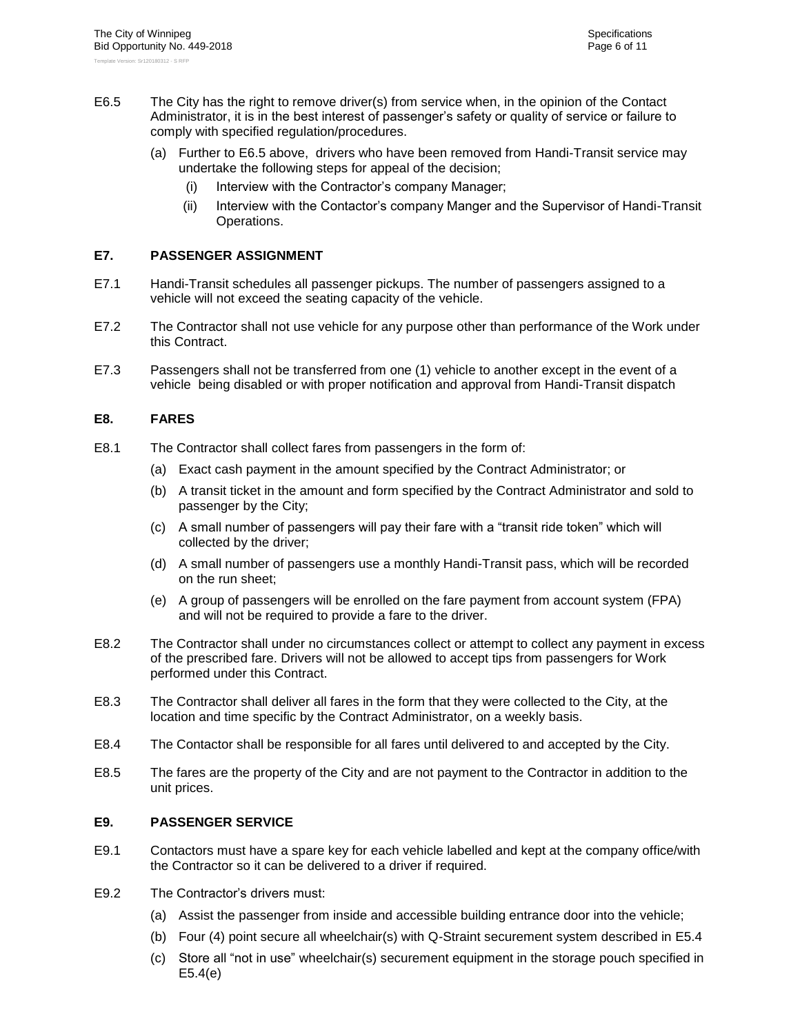E6.5 The City has the right to remove driver(s) from service when, in the opinion of the Contact Administrator, it is in the best interest of passenger's safety or quality of service or failure to comply with specified regulation/procedures.

(a) Further to E6.5 above, drivers who have been removed from Handi-Transit service may undertake the following steps for appeal of the decision;

(i) Interview with the Contractor's company Manager;

(ii) Interview with the Contactor's company Manger and the Supervisor of Handi-Transit Operations.

## E7. PASSENGER ASSIGNMENT

E7.1 Handi-Transit schedules all passenger pickups. The number of passengers assigned to a vehicle will not exceed the seating capacity of the vehicle.

E7.2 The Contractor shall not use vehicle for any purpose other than performance of the Work under this Contract.

E7.3 Passengers shall not be transferred from one (1) vehicle to another except in the event of a vehicle being disabled or with proper notification and approval from Handi-Transit dispatch

## E8. FARES

E8.1 The Contractor shall collect fares from passengers in the form of:

(a) Exact cash payment in the amount specified by the Contract Administrator; or

(b) A transit ticket in the amount and form specified by the Contract Administrator and sold to passenger by the City;

(c) A small number of passengers will pay their fare with a "transit ride token" which will collected by the driver;

(d) A small number of passengers use a monthly Handi-Transit pass, which will be recorded on the run sheet;

(e) A group of passengers will be enrolled on the fare payment from account system (FPA) and will not be required to provide a fare to the driver.

E8.2 The Contractor shall under no circumstances collect or attempt to collect any payment in excess of the prescribed fare. Drivers will not be allowed to accept tips from passengers for Work performed under this Contract.

E8.3 The Contractor shall deliver all fares in the form that they were collected to the City, at the location and time specific by the Contract Administrator, on a weekly basis.

E8.4 The Contactor shall be responsible for all fares until delivered to and accepted by the City.

E8.5 The fares are the property of the City and are not payment to the Contractor in addition to the unit prices.

## E9. PASSENGER SERVICE

E9.1 Contactors must have a spare key for each vehicle labelled and kept at the company office/with the Contractor so it can be delivered to a driver if required.

E9.2 The Contractor's drivers must:

(a) Assist the passenger from inside and accessible building entrance door into the vehicle;

(b) Four (4) point secure all wheelchair(s) with Q-Straint securement system described in E5.4

(c) Store all "not in use" wheelchair(s) securement equipment in the storage pouch specified in E5.4(e)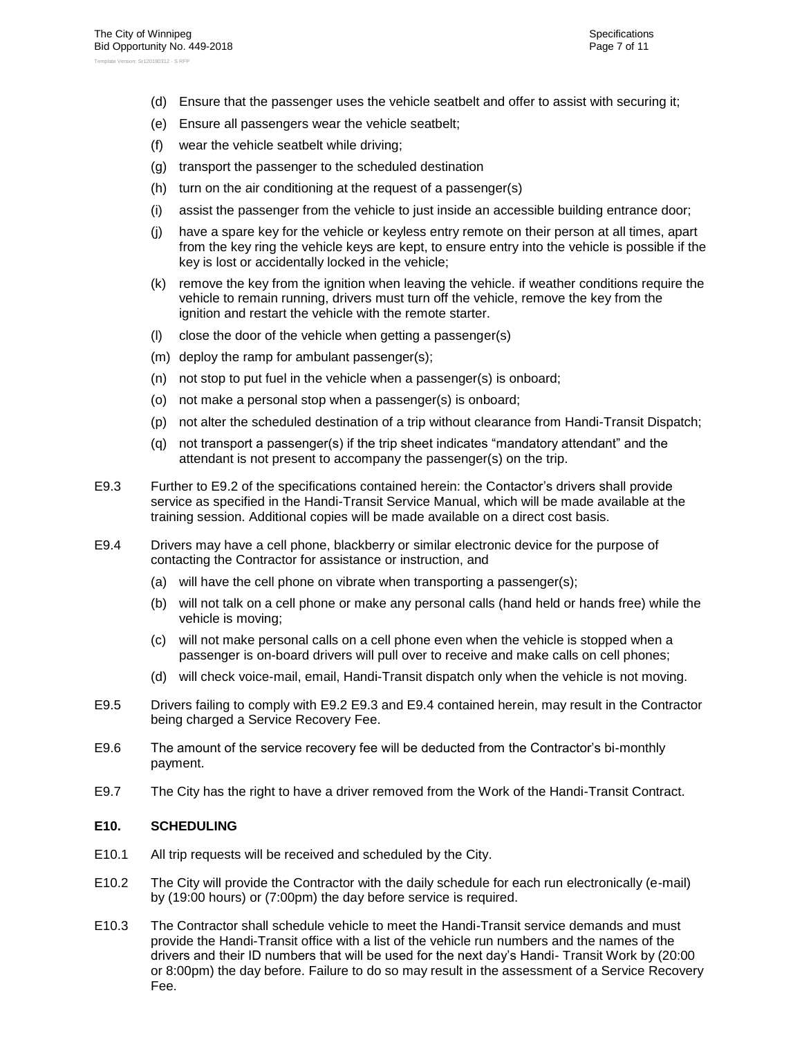(d) Ensure that the passenger uses the vehicle seatbelt and offer to assist with securing it;

(e) Ensure all passengers wear the vehicle seatbelt;

(f) wear the vehicle seatbelt while driving;

(g) transport the passenger to the scheduled destination

(h) turn on the air conditioning at the request of a passenger(s)

(i) assist the passenger from the vehicle to just inside an accessible building entrance door;

(j) have a spare key for the vehicle or keyless entry remote on their person at all times, apart from the key ring the vehicle keys are kept, to ensure entry into the vehicle is possible if the key is lost or accidentally locked in the vehicle;

(k) remove the key from the ignition when leaving the vehicle. if weather conditions require the vehicle to remain running, drivers must turn off the vehicle, remove the key from the ignition and restart the vehicle with the remote starter.

(l) close the door of the vehicle when getting a passenger(s)

(m) deploy the ramp for ambulant passenger(s);

(n) not stop to put fuel in the vehicle when a passenger(s) is onboard;

(o) not make a personal stop when a passenger(s) is onboard;

(p) not alter the scheduled destination of a trip without clearance from Handi-Transit Dispatch;

(q) not transport a passenger(s) if the trip sheet indicates "mandatory attendant" and the attendant is not present to accompany the passenger(s) on the trip.

E9.3 Further to E9.2 of the specifications contained herein: the Contactor's drivers shall provide service as specified in the Handi-Transit Service Manual, which will be made available at the training session. Additional copies will be made available on a direct cost basis.

E9.4 Drivers may have a cell phone, blackberry or similar electronic device for the purpose of contacting the Contractor for assistance or instruction, and

(a) will have the cell phone on vibrate when transporting a passenger(s);

(b) will not talk on a cell phone or make any personal calls (hand held or hands free) while the vehicle is moving;

(c) will not make personal calls on a cell phone even when the vehicle is stopped when a passenger is on-board drivers will pull over to receive and make calls on cell phones;

(d) will check voice-mail, email, Handi-Transit dispatch only when the vehicle is not moving.

E9.5 Drivers failing to comply with E9.2 E9.3 and E9.4 contained herein, may result in the Contractor being charged a Service Recovery Fee.

E9.6 The amount of the service recovery fee will be deducted from the Contractor's bi-monthly payment.

E9.7 The City has the right to have a driver removed from the Work of the Handi-Transit Contract.

## E10. SCHEDULING

E10.1 All trip requests will be received and scheduled by the City.

E10.2 The City will provide the Contractor with the daily schedule for each run electronically (e-mail) by (19:00 hours) or (7:00pm) the day before service is required.

E10.3 The Contractor shall schedule vehicle to meet the Handi-Transit service demands and must provide the Handi-Transit office with a list of the vehicle run numbers and the names of the drivers and their ID numbers that will be used for the next day's Handi- Transit Work by (20:00 or 8:00pm) the day before. Failure to do so may result in the assessment of a Service Recovery Fee.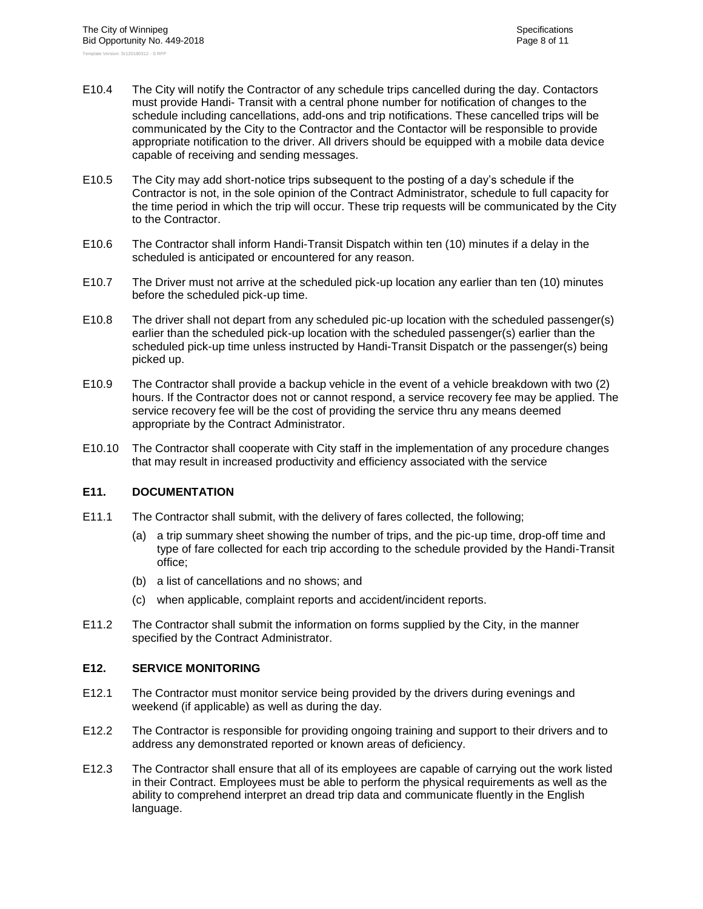E10.4 The City will notify the Contractor of any schedule trips cancelled during the day. Contactors must provide Handi- Transit with a central phone number for notification of changes to the schedule including cancellations, add-ons and trip notifications. These cancelled trips will be communicated by the City to the Contractor and the Contactor will be responsible to provide appropriate notification to the driver. All drivers should be equipped with a mobile data device capable of receiving and sending messages.

E10.5 The City may add short-notice trips subsequent to the posting of a day's schedule if the Contractor is not, in the sole opinion of the Contract Administrator, schedule to full capacity for the time period in which the trip will occur. These trip requests will be communicated by the City to the Contractor.

E10.6 The Contractor shall inform Handi-Transit Dispatch within ten (10) minutes if a delay in the scheduled is anticipated or encountered for any reason.

E10.7 The Driver must not arrive at the scheduled pick-up location any earlier than ten (10) minutes before the scheduled pick-up time.

E10.8 The driver shall not depart from any scheduled pic-up location with the scheduled passenger(s) earlier than the scheduled pick-up location with the scheduled passenger(s) earlier than the scheduled pick-up time unless instructed by Handi-Transit Dispatch or the passenger(s) being picked up.

E10.9 The Contractor shall provide a backup vehicle in the event of a vehicle breakdown with two (2) hours. If the Contractor does not or cannot respond, a service recovery fee may be applied. The service recovery fee will be the cost of providing the service thru any means deemed appropriate by the Contract Administrator.

E10.10 The Contractor shall cooperate with City staff in the implementation of any procedure changes that may result in increased productivity and efficiency associated with the service

## E11. DOCUMENTATION

E11.1 The Contractor shall submit, with the delivery of fares collected, the following;

(a) a trip summary sheet showing the number of trips, and the pic-up time, drop-off time and type of fare collected for each trip according to the schedule provided by the Handi-Transit office;

(b) a list of cancellations and no shows; and

(c) when applicable, complaint reports and accident/incident reports.

E11.2 The Contractor shall submit the information on forms supplied by the City, in the manner specified by the Contract Administrator.

## E12. SERVICE MONITORING

E12.1 The Contractor must monitor service being provided by the drivers during evenings and weekend (if applicable) as well as during the day.

E12.2 The Contractor is responsible for providing ongoing training and support to their drivers and to address any demonstrated reported or known areas of deficiency.

E12.3 The Contractor shall ensure that all of its employees are capable of carrying out the work listed in their Contract. Employees must be able to perform the physical requirements as well as the ability to comprehend interpret an dread trip data and communicate fluently in the English language.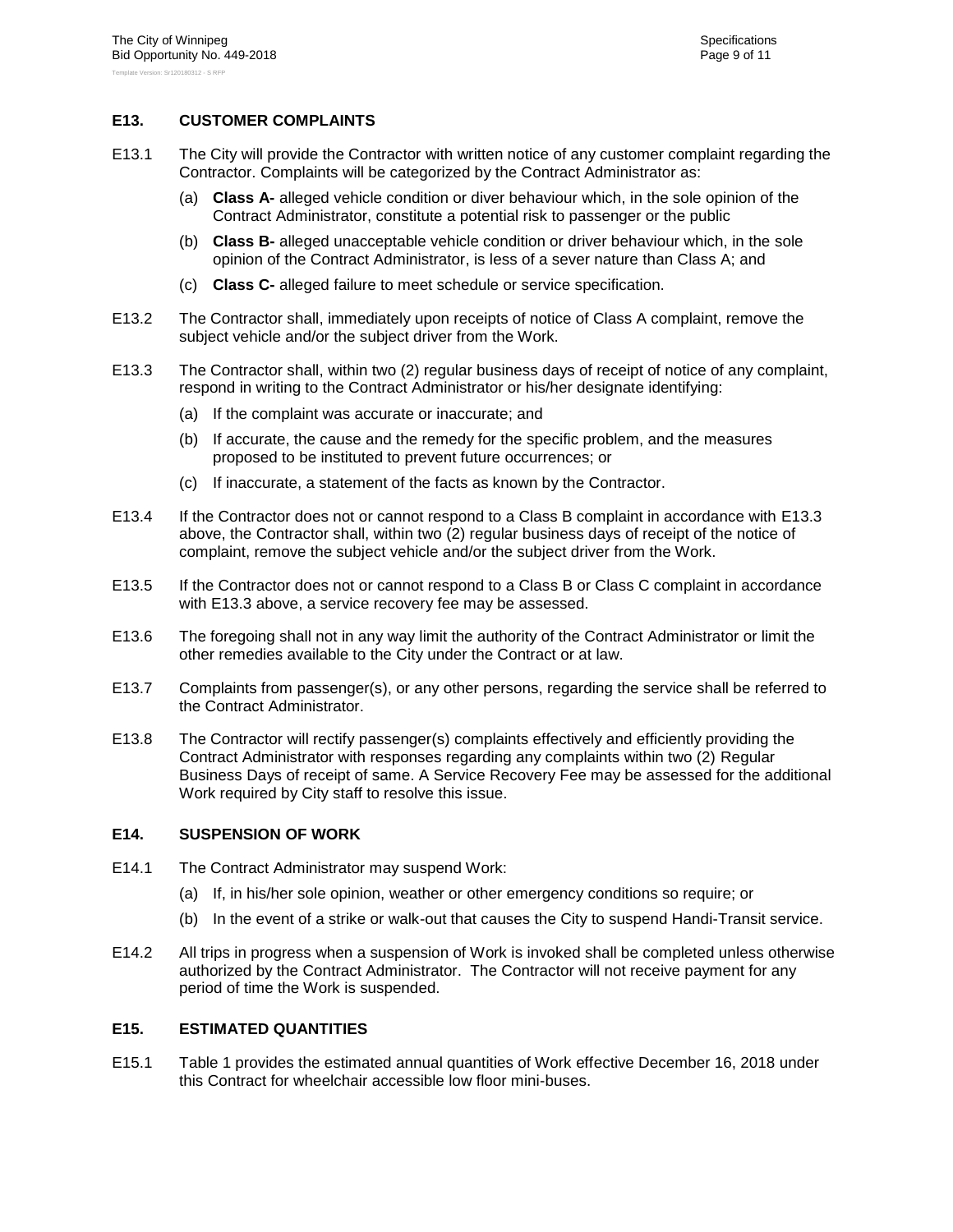## E13. CUSTOMER COMPLAINTS

E13.1 The City will provide the Contractor with written notice of any customer complaint regarding the Contractor. Complaints will be categorized by the Contract Administrator as:

(a) **Class A-** alleged vehicle condition or diver behaviour which, in the sole opinion of the Contract Administrator, constitute a potential risk to passenger or the public

(b) **Class B-** alleged unacceptable vehicle condition or driver behaviour which, in the sole opinion of the Contract Administrator, is less of a sever nature than Class A; and

(c) **Class C-** alleged failure to meet schedule or service specification.

E13.2 The Contractor shall, immediately upon receipts of notice of Class A complaint, remove the subject vehicle and/or the subject driver from the Work.

E13.3 The Contractor shall, within two (2) regular business days of receipt of notice of any complaint, respond in writing to the Contract Administrator or his/her designate identifying:

(a) If the complaint was accurate or inaccurate; and

(b) If accurate, the cause and the remedy for the specific problem, and the measures proposed to be instituted to prevent future occurrences; or

(c) If inaccurate, a statement of the facts as known by the Contractor.

E13.4 If the Contractor does not or cannot respond to a Class B complaint in accordance with E13.3 above, the Contractor shall, within two (2) regular business days of receipt of the notice of complaint, remove the subject vehicle and/or the subject driver from the Work.

E13.5 If the Contractor does not or cannot respond to a Class B or Class C complaint in accordance with E13.3 above, a service recovery fee may be assessed.

E13.6 The foregoing shall not in any way limit the authority of the Contract Administrator or limit the other remedies available to the City under the Contract or at law.

E13.7 Complaints from passenger(s), or any other persons, regarding the service shall be referred to the Contract Administrator.

E13.8 The Contractor will rectify passenger(s) complaints effectively and efficiently providing the Contract Administrator with responses regarding any complaints within two (2) Regular Business Days of receipt of same. A Service Recovery Fee may be assessed for the additional Work required by City staff to resolve this issue.

## E14. SUSPENSION OF WORK

E14.1 The Contract Administrator may suspend Work:

(a) If, in his/her sole opinion, weather or other emergency conditions so require; or

(b) In the event of a strike or walk-out that causes the City to suspend Handi-Transit service.

E14.2 All trips in progress when a suspension of Work is invoked shall be completed unless otherwise authorized by the Contract Administrator. The Contractor will not receive payment for any period of time the Work is suspended.

## E15. ESTIMATED QUANTITIES

E15.1 Table 1 provides the estimated annual quantities of Work effective December 16, 2018 under this Contract for wheelchair accessible low floor mini-buses.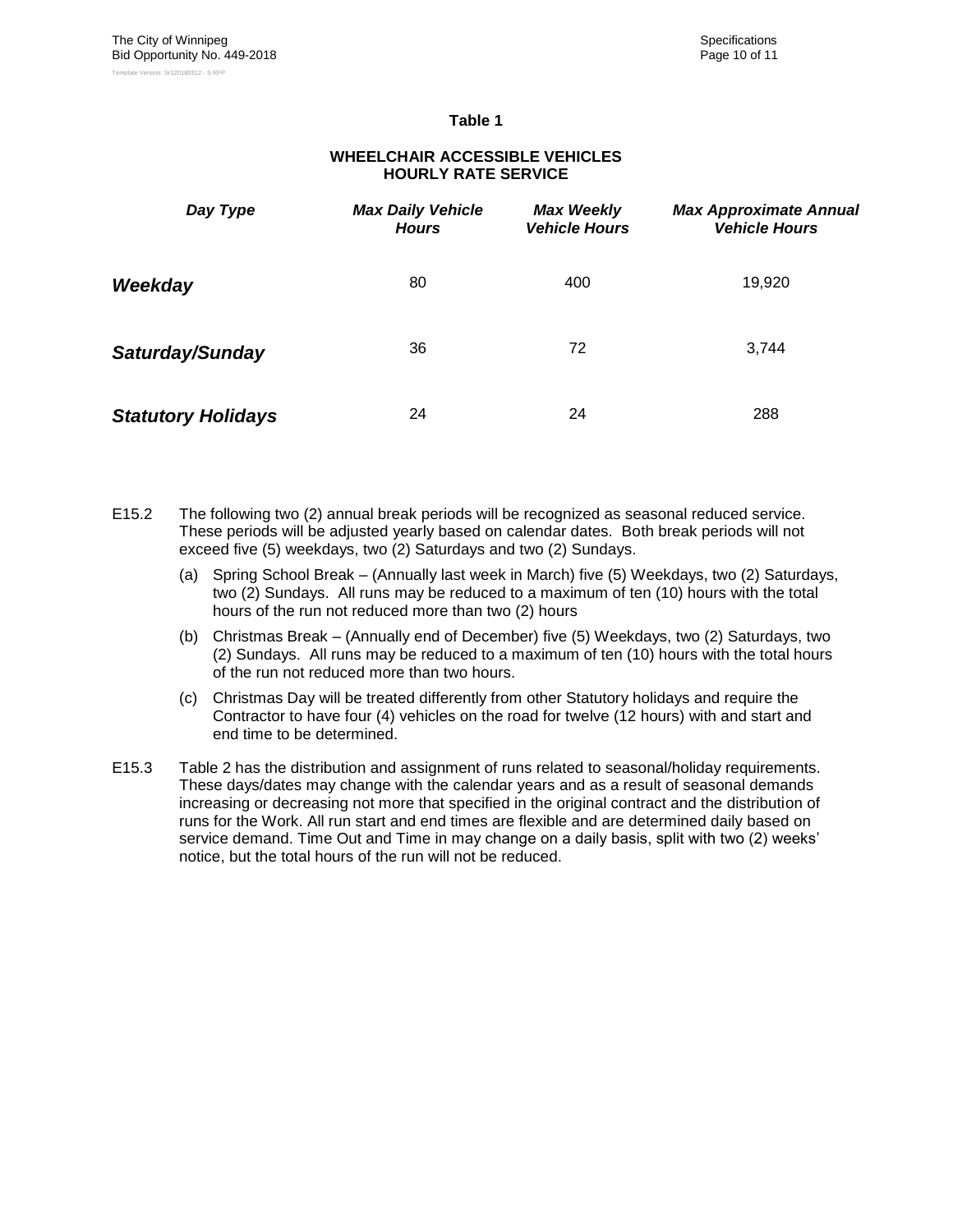**Table 1**

**WHEELCHAIR ACCESSIBLE VEHICLES HOURLY RATE SERVICE**

| *Day Type* | *Max Daily Vehicle Hours* | *Max Weekly Vehicle Hours* | *Max Approximate Annual Vehicle Hours* |
|---|---|---|---|
| ***Weekday*** | 80 | 400 | 19,920 |
| ***Saturday/Sunday*** | 36 | 72 | 3,744 |
| ***Statutory Holidays*** | 24 | 24 | 288 |

E15.2 The following two (2) annual break periods will be recognized as seasonal reduced service. These periods will be adjusted yearly based on calendar dates. Both break periods will not exceed five (5) weekdays, two (2) Saturdays and two (2) Sundays.

(a) Spring School Break – (Annually last week in March) five (5) Weekdays, two (2) Saturdays, two (2) Sundays. All runs may be reduced to a maximum of ten (10) hours with the total hours of the run not reduced more than two (2) hours

(b) Christmas Break – (Annually end of December) five (5) Weekdays, two (2) Saturdays, two (2) Sundays. All runs may be reduced to a maximum of ten (10) hours with the total hours of the run not reduced more than two hours.

(c) Christmas Day will be treated differently from other Statutory holidays and require the Contractor to have four (4) vehicles on the road for twelve (12 hours) with and start and end time to be determined.

E15.3 Table 2 has the distribution and assignment of runs related to seasonal/holiday requirements. These days/dates may change with the calendar years and as a result of seasonal demands increasing or decreasing not more that specified in the original contract and the distribution of runs for the Work. All run start and end times are flexible and are determined daily based on service demand. Time Out and Time in may change on a daily basis, split with two (2) weeks' notice, but the total hours of the run will not be reduced.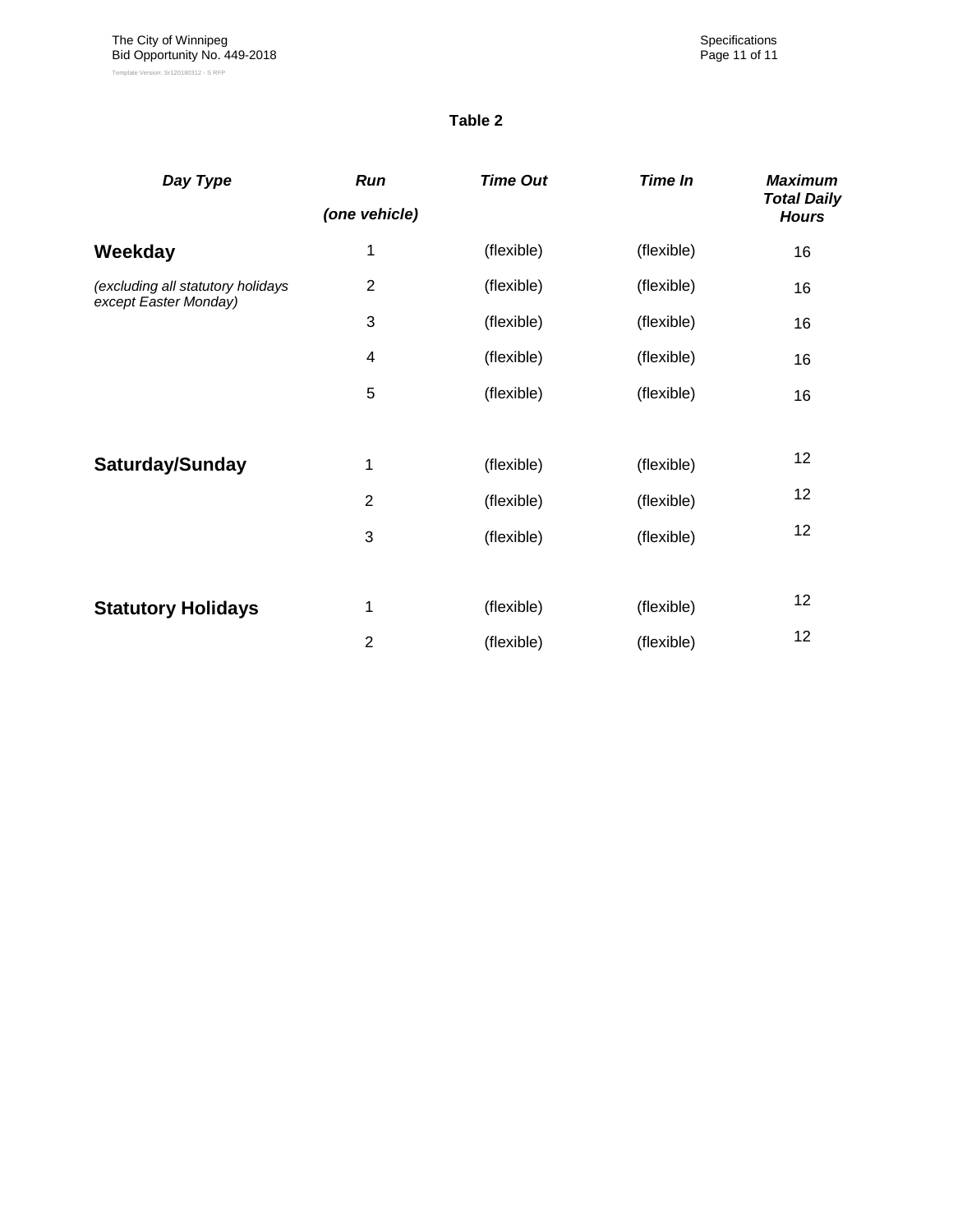**Table 2**

| *Day Type* | *Run (one vehicle)* | *Time Out* | *Time In* | *Maximum Total Daily Hours* |
|---|---|---|---|---|
| **Weekday** | 1 | (flexible) | (flexible) | 16 |
| *(excluding all statutory holidays except Easter Monday)* | 2 | (flexible) | (flexible) | 16 |
| | 3 | (flexible) | (flexible) | 16 |
| | 4 | (flexible) | (flexible) | 16 |
| | 5 | (flexible) | (flexible) | 16 |
| **Saturday/Sunday** | 1 | (flexible) | (flexible) | 12 |
| | 2 | (flexible) | (flexible) | 12 |
| | 3 | (flexible) | (flexible) | 12 |
| **Statutory Holidays** | 1 | (flexible) | (flexible) | 12 |
| | 2 | (flexible) | (flexible) | 12 |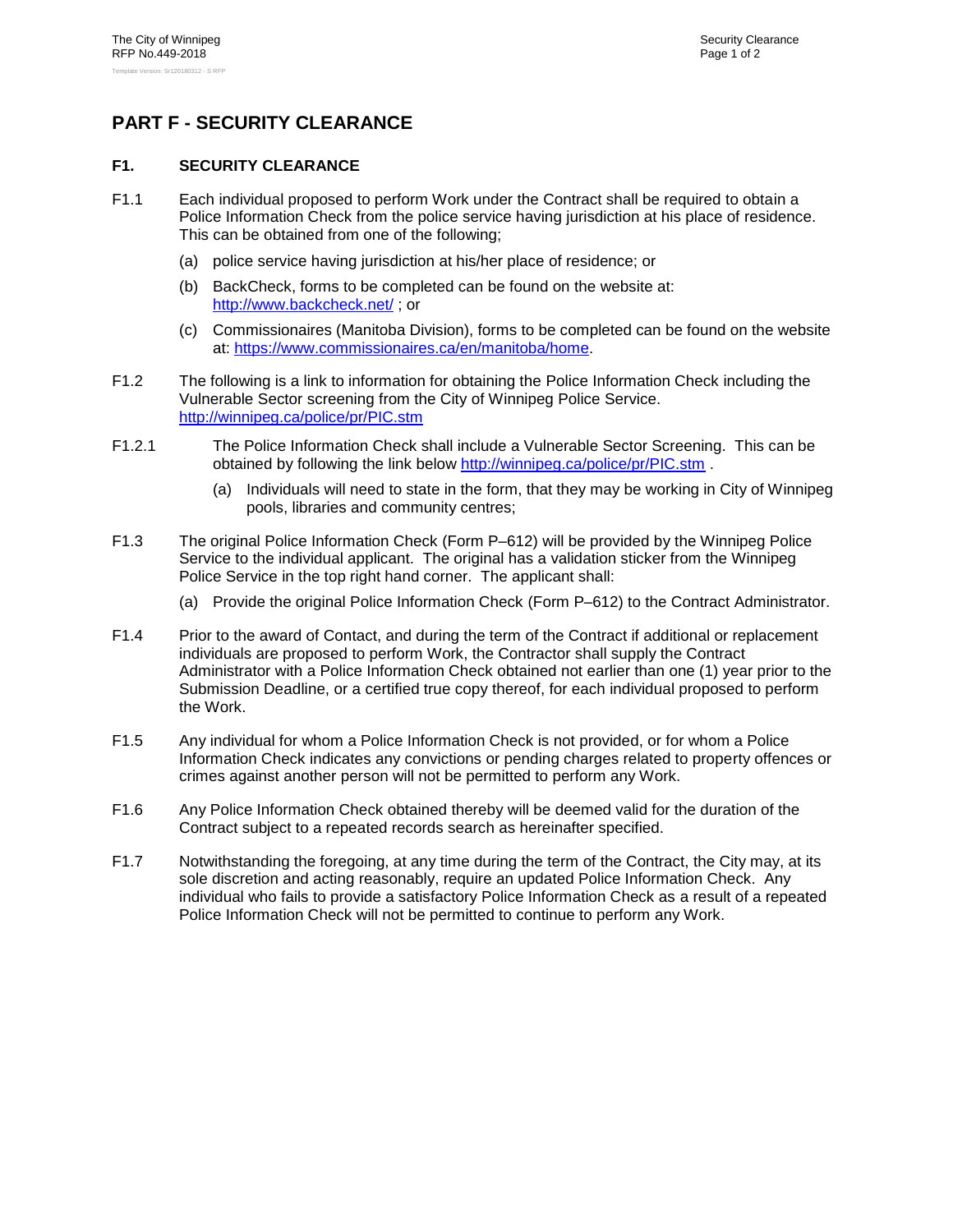# PART F - SECURITY CLEARANCE

## F1. SECURITY CLEARANCE

F1.1 Each individual proposed to perform Work under the Contract shall be required to obtain a Police Information Check from the police service having jurisdiction at his place of residence. This can be obtained from one of the following;

(a) police service having jurisdiction at his/her place of residence; or

(b) BackCheck, forms to be completed can be found on the website at: http://www.backcheck.net/ ; or

(c) Commissionaires (Manitoba Division), forms to be completed can be found on the website at: https://www.commissionaires.ca/en/manitoba/home.

F1.2 The following is a link to information for obtaining the Police Information Check including the Vulnerable Sector screening from the City of Winnipeg Police Service. http://winnipeg.ca/police/pr/PIC.stm

F1.2.1 The Police Information Check shall include a Vulnerable Sector Screening. This can be obtained by following the link below http://winnipeg.ca/police/pr/PIC.stm .

(a) Individuals will need to state in the form, that they may be working in City of Winnipeg pools, libraries and community centres;

F1.3 The original Police Information Check (Form P–612) will be provided by the Winnipeg Police Service to the individual applicant. The original has a validation sticker from the Winnipeg Police Service in the top right hand corner. The applicant shall:

(a) Provide the original Police Information Check (Form P–612) to the Contract Administrator.

F1.4 Prior to the award of Contact, and during the term of the Contract if additional or replacement individuals are proposed to perform Work, the Contractor shall supply the Contract Administrator with a Police Information Check obtained not earlier than one (1) year prior to the Submission Deadline, or a certified true copy thereof, for each individual proposed to perform the Work.

F1.5 Any individual for whom a Police Information Check is not provided, or for whom a Police Information Check indicates any convictions or pending charges related to property offences or crimes against another person will not be permitted to perform any Work.

F1.6 Any Police Information Check obtained thereby will be deemed valid for the duration of the Contract subject to a repeated records search as hereinafter specified.

F1.7 Notwithstanding the foregoing, at any time during the term of the Contract, the City may, at its sole discretion and acting reasonably, require an updated Police Information Check. Any individual who fails to provide a satisfactory Police Information Check as a result of a repeated Police Information Check will not be permitted to continue to perform any Work.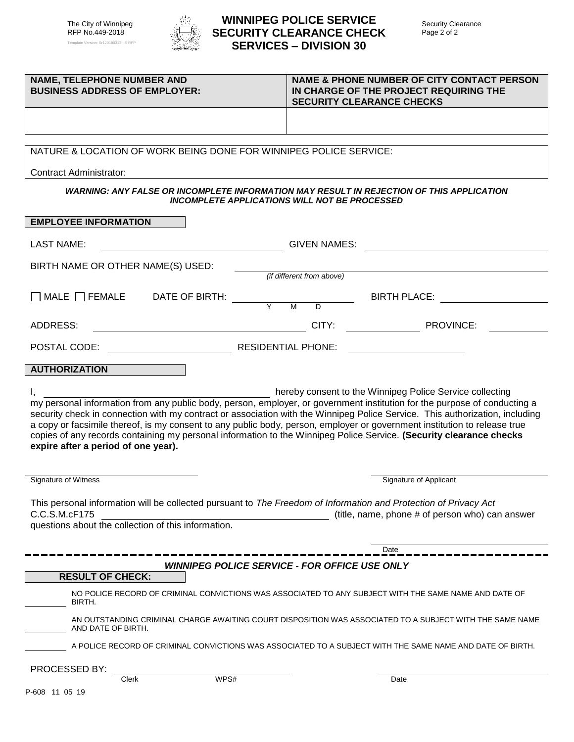# WINNIPEG POLICE SERVICE SECURITY CLEARANCE CHECK SERVICES – DIVISION 30

| NAME, TELEPHONE NUMBER AND BUSINESS ADDRESS OF EMPLOYER: | NAME & PHONE NUMBER OF CITY CONTACT PERSON IN CHARGE OF THE PROJECT REQUIRING THE SECURITY CLEARANCE CHECKS |
| --- | --- |
| | |

NATURE & LOCATION OF WORK BEING DONE FOR WINNIPEG POLICE SERVICE:

Contract Administrator:

***WARNING: ANY FALSE OR INCOMPLETE INFORMATION MAY RESULT IN REJECTION OF THIS APPLICATION***
***INCOMPLETE APPLICATIONS WILL NOT BE PROCESSED***

**EMPLOYEE INFORMATION**

LAST NAME: ______________________ GIVEN NAMES: ______________________

BIRTH NAME OR OTHER NAME(S) USED: ______________________ *(if different from above)*

☐ MALE ☐ FEMALE DATE OF BIRTH: ______________ (Y M D) BIRTH PLACE: ______________

ADDRESS: ______________________ CITY: ______________ PROVINCE: ______________

POSTAL CODE: ______________ RESIDENTIAL PHONE: ______________

**AUTHORIZATION**

I, ______________________ hereby consent to the Winnipeg Police Service collecting my personal information from any public body, person, employer, or government institution for the purpose of conducting a security check in connection with my contract or association with the Winnipeg Police Service. This authorization, including a copy or facsimile thereof, is my consent to any public body, person, employer or government institution to release true copies of any records containing my personal information to the Winnipeg Police Service. **(Security clearance checks expire after a period of one year).**

______________________ Signature of Witness

______________________ Signature of Applicant

This personal information will be collected pursuant to *The Freedom of Information and Protection of Privacy Act* C.C.S.M.cF175 ______________________ (title, name, phone # of person who) can answer questions about the collection of this information.

______________________ Date

***WINNIPEG POLICE SERVICE - FOR OFFICE USE ONLY***

**RESULT OF CHECK:**

_________ NO POLICE RECORD OF CRIMINAL CONVICTIONS WAS ASSOCIATED TO ANY SUBJECT WITH THE SAME NAME AND DATE OF BIRTH.

_________ AN OUTSTANDING CRIMINAL CHARGE AWAITING COURT DISPOSITION WAS ASSOCIATED TO A SUBJECT WITH THE SAME NAME AND DATE OF BIRTH.

_________ A POLICE RECORD OF CRIMINAL CONVICTIONS WAS ASSOCIATED TO A SUBJECT WITH THE SAME NAME AND DATE OF BIRTH.

PROCESSED BY: ______________________ (Clerk WPS#) ______________________ Date

P-608 11 05 19